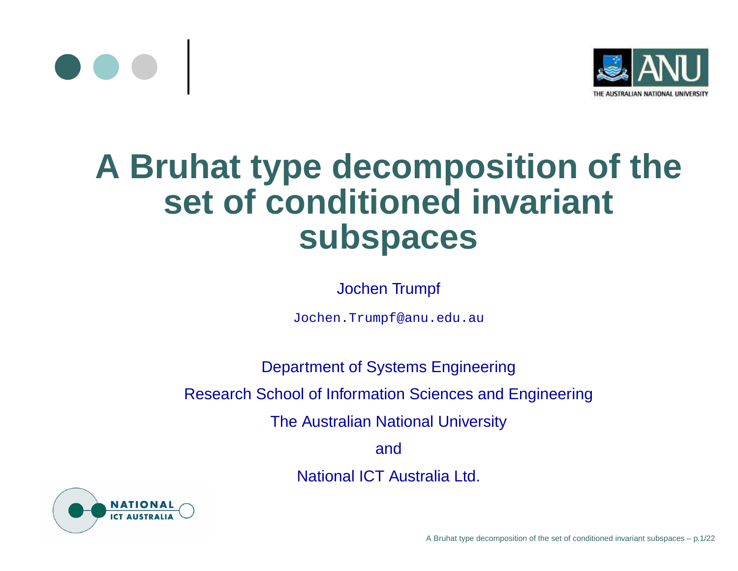# A Bruhat type decomposition of the set of conditioned invariant subspaces

Jochen Trumpf

Jochen.Trumpf@anu.edu.au

Department of Systems Engineering

Research School of Information Sciences and Engineering

The Australian National University

and

National ICT Australia Ltd.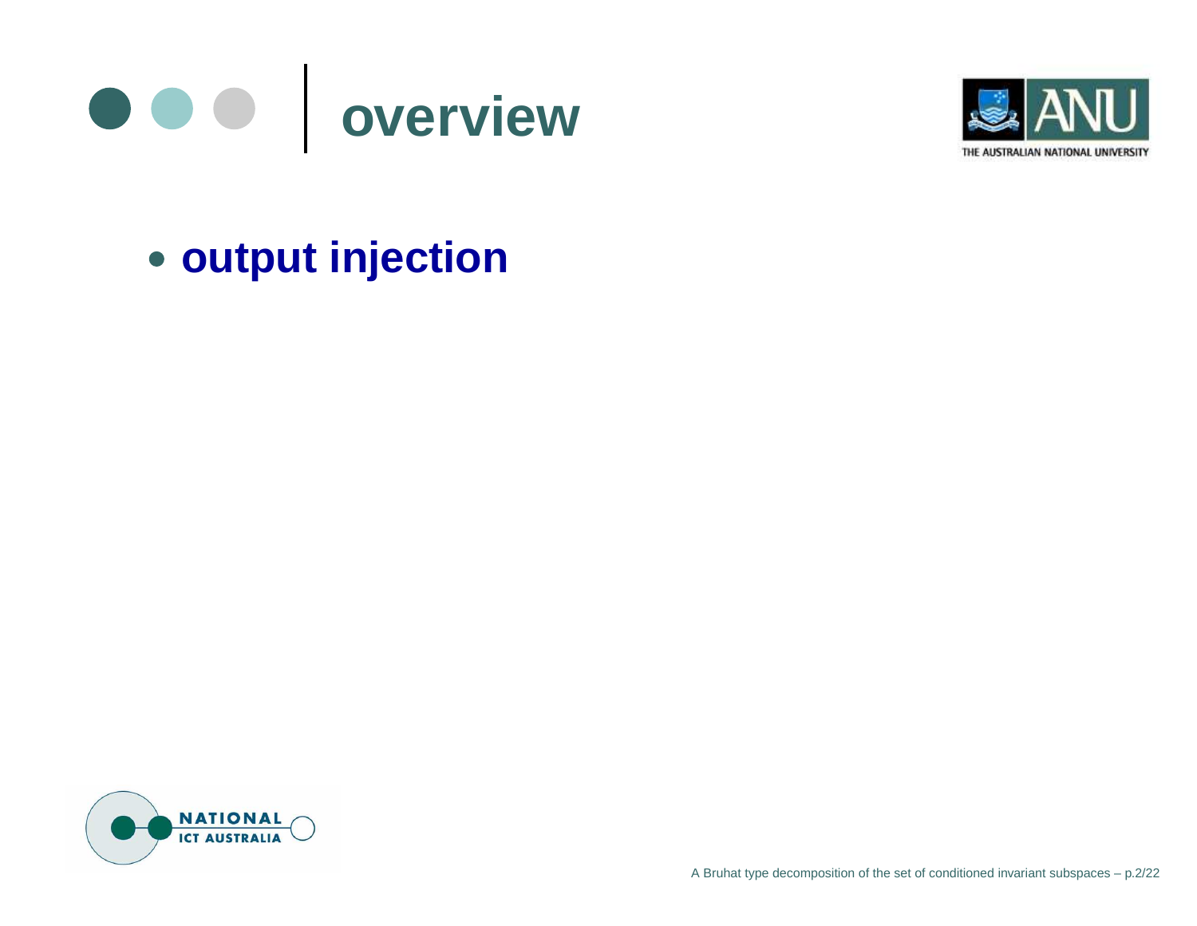# overview

- **output injection**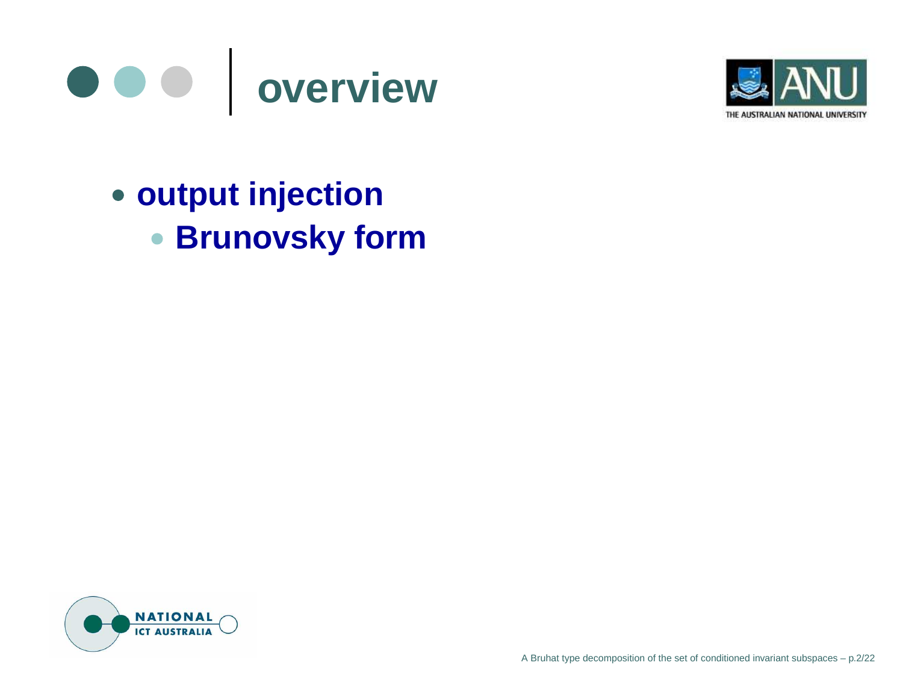# overview

- output injection
  - Brunovsky form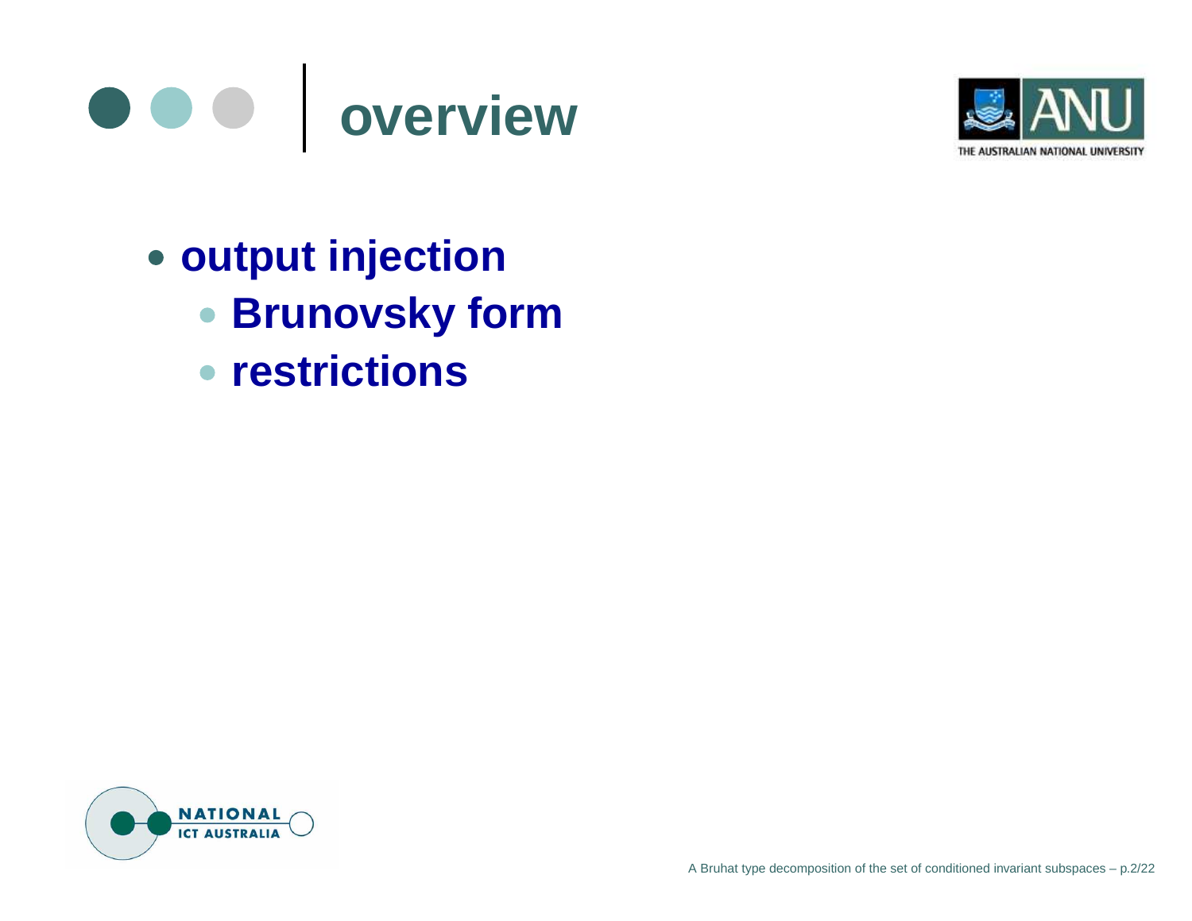# overview

- **output injection**
  - **Brunovsky form**
  - **restrictions**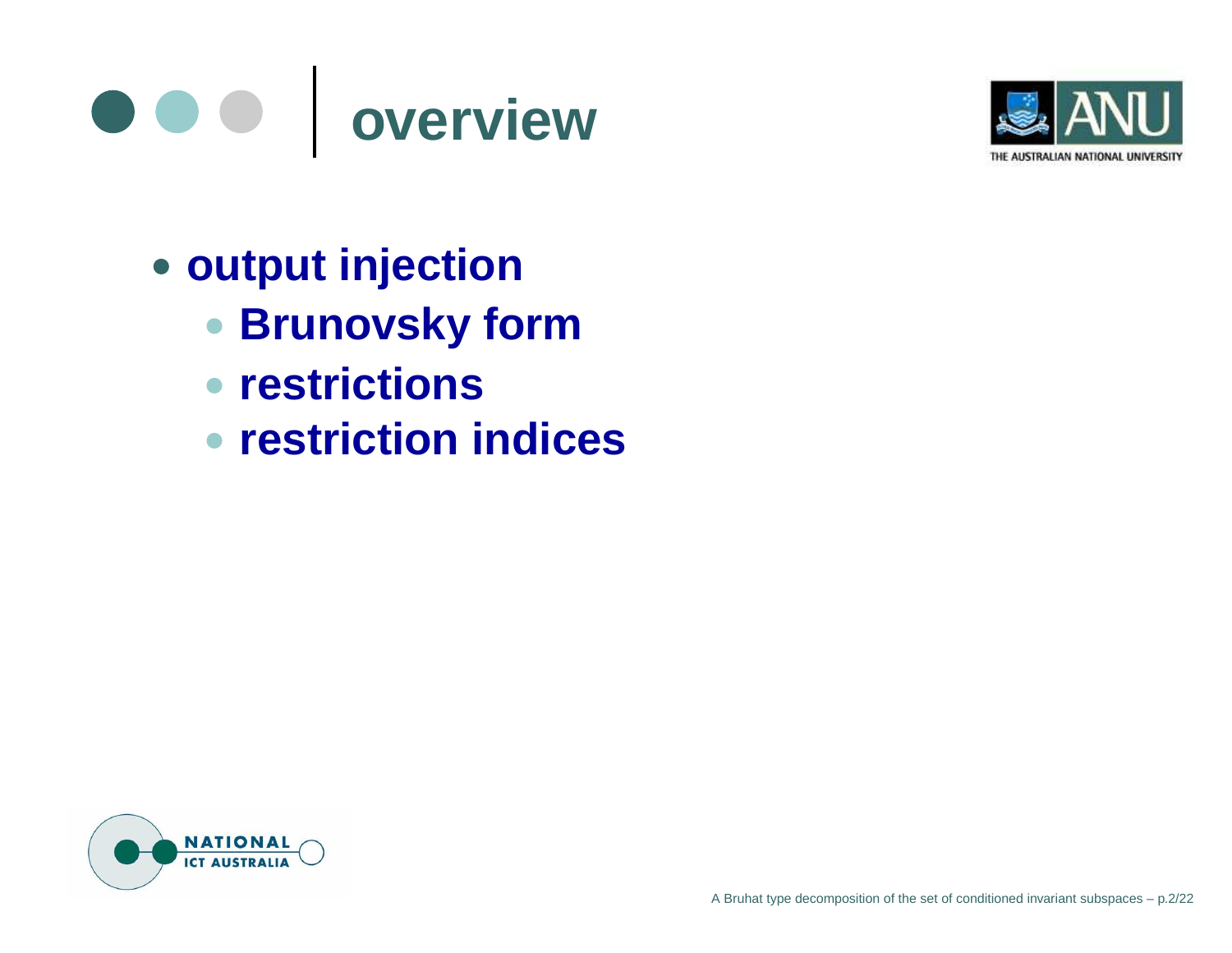# overview

- **output injection**
  - **Brunovsky form**
  - **restrictions**
  - **restriction indices**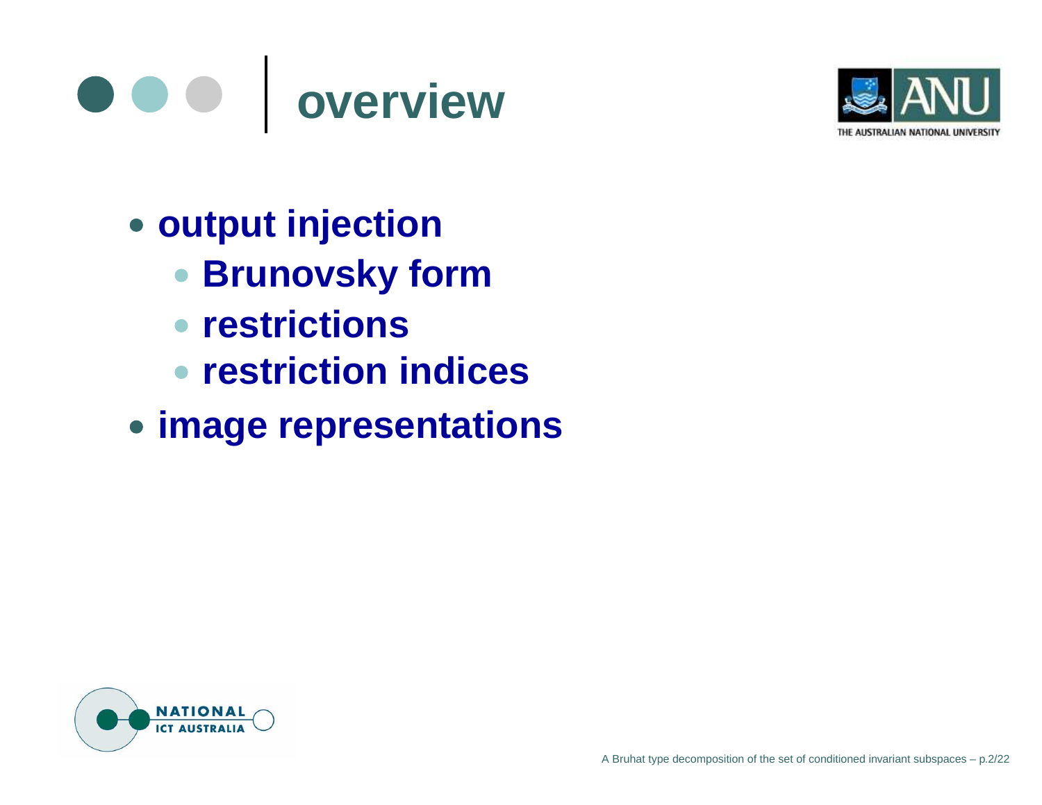# overview

- **output injection**
  - **Brunovsky form**
  - **restrictions**
  - **restriction indices**
- **image representations**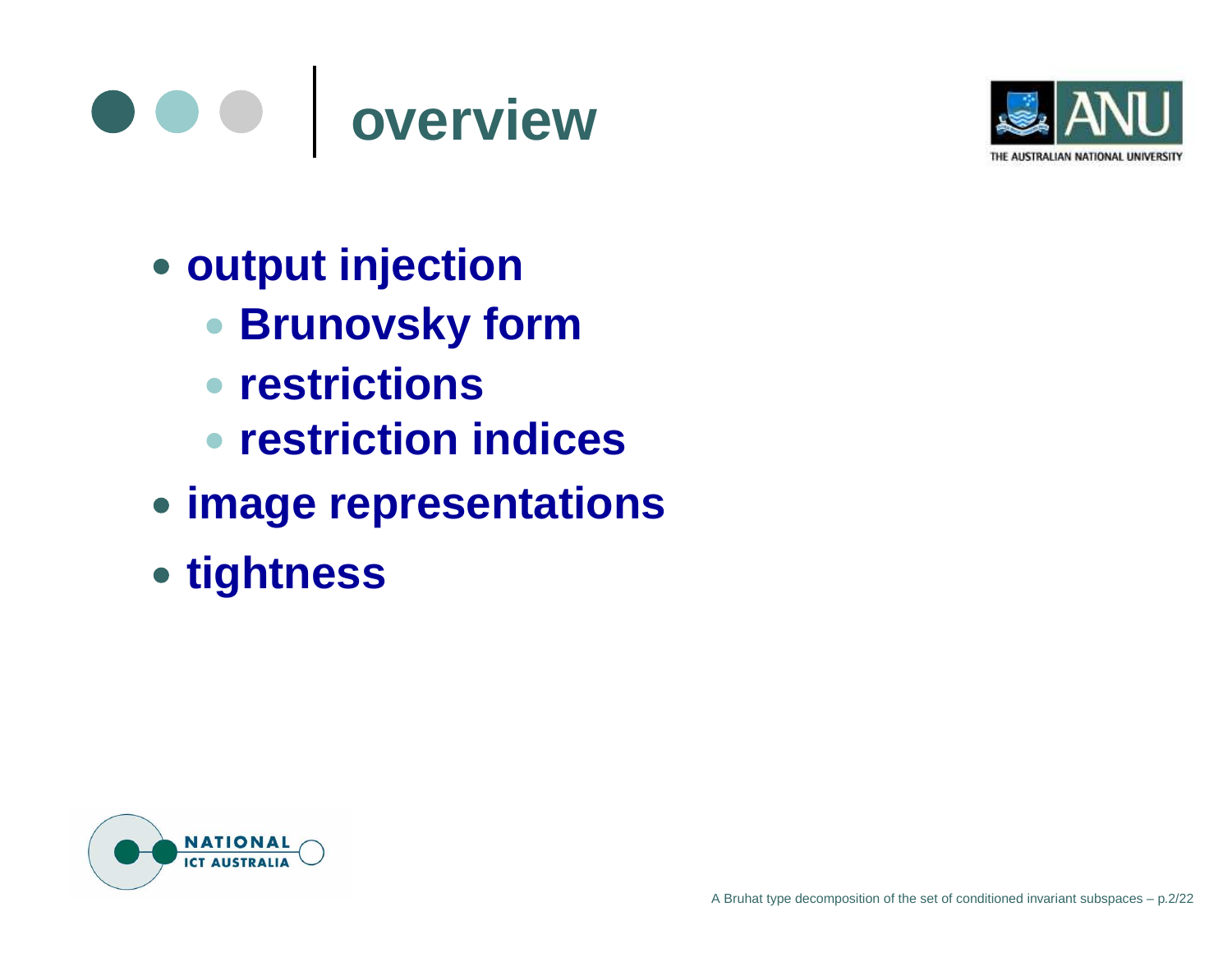# overview

- output injection
  - Brunovsky form
  - restrictions
  - restriction indices
- image representations
- tightness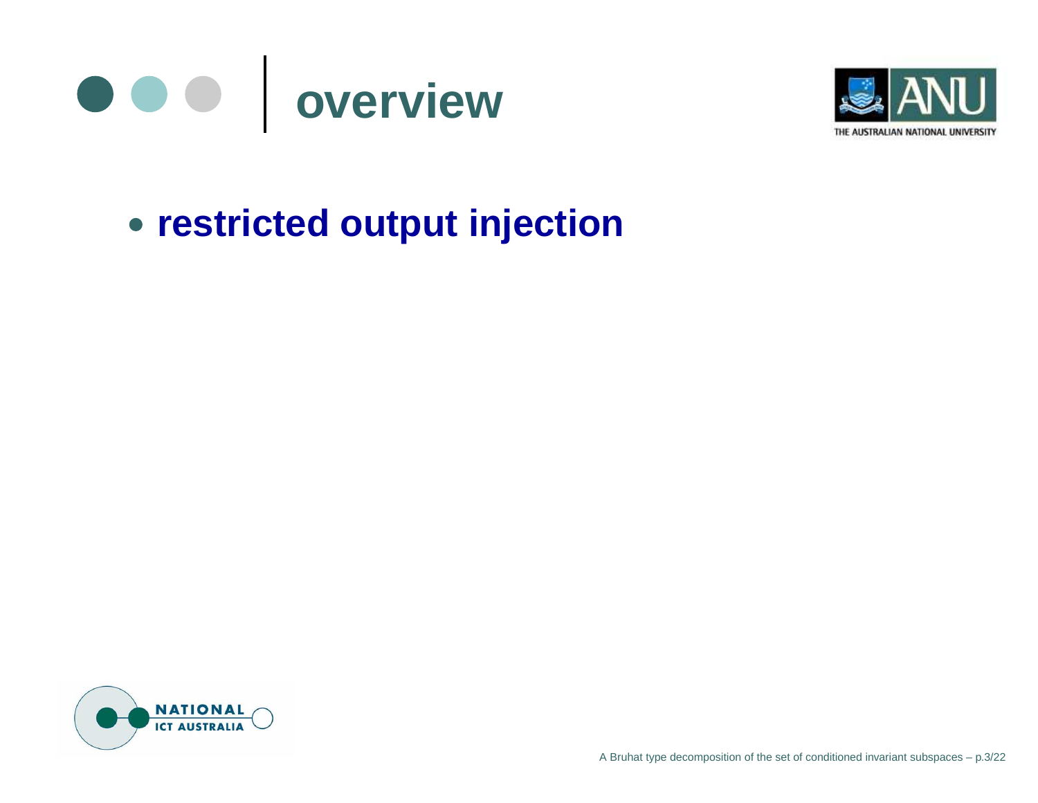# overview

- **restricted output injection**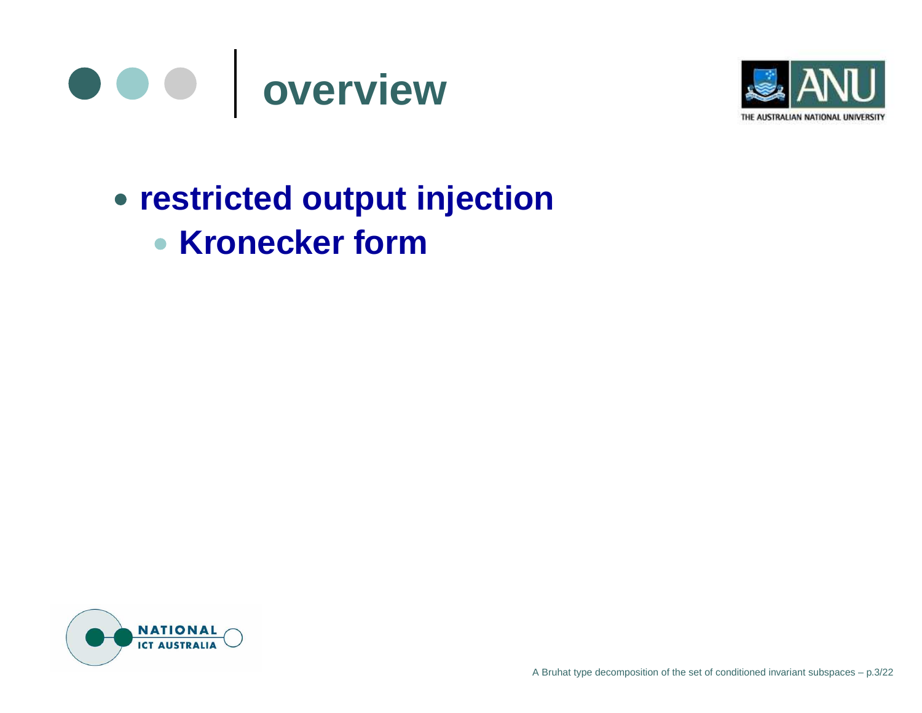# overview

- restricted output injection
  - Kronecker form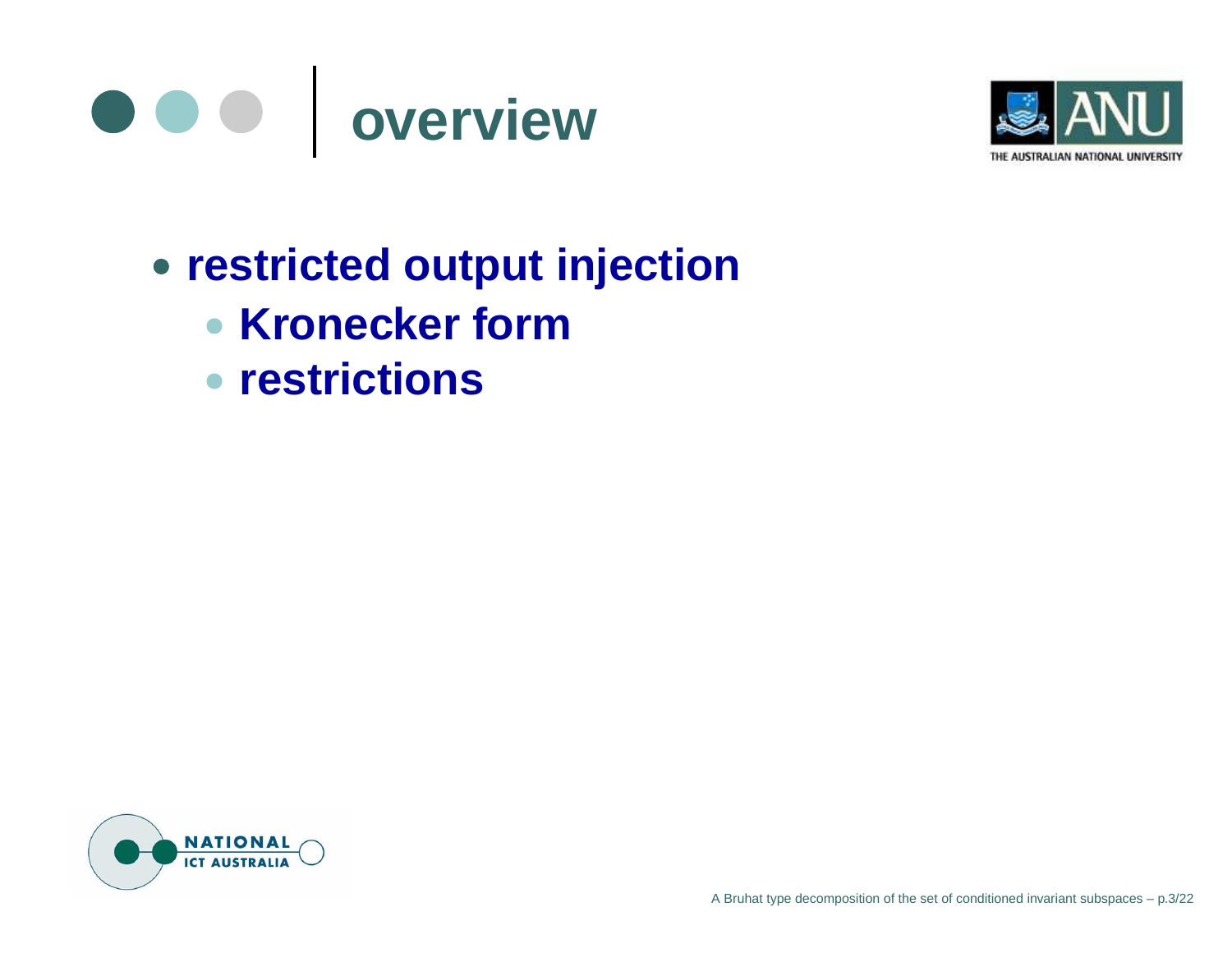# overview

- **restricted output injection**
  - **Kronecker form**
  - **restrictions**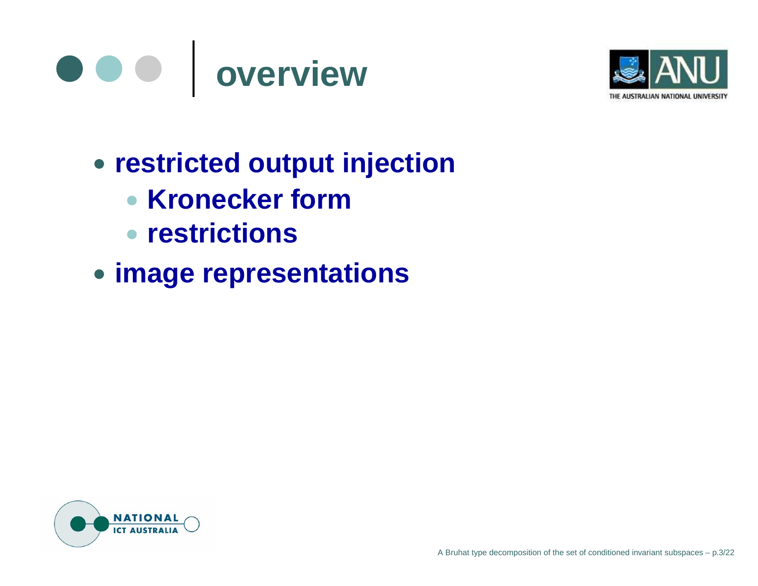# overview

- **restricted output injection**
  - **Kronecker form**
  - **restrictions**
- **image representations**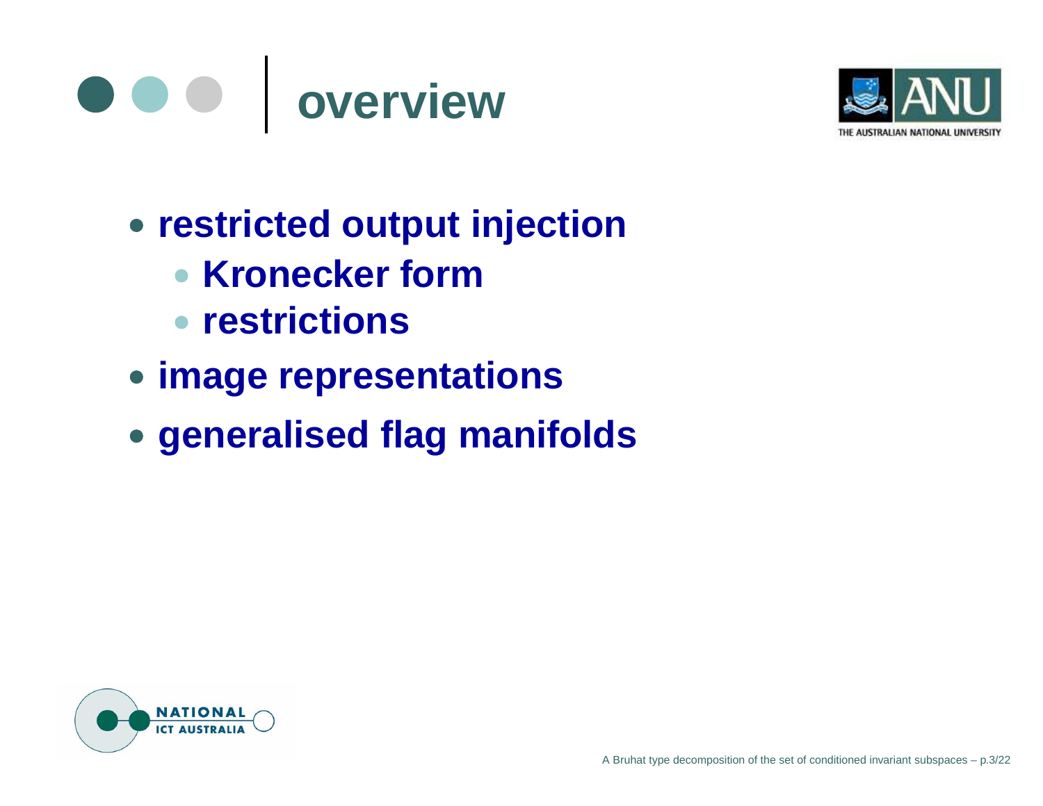# overview

- **restricted output injection**
  - **Kronecker form**
  - **restrictions**
- **image representations**
- **generalised flag manifolds**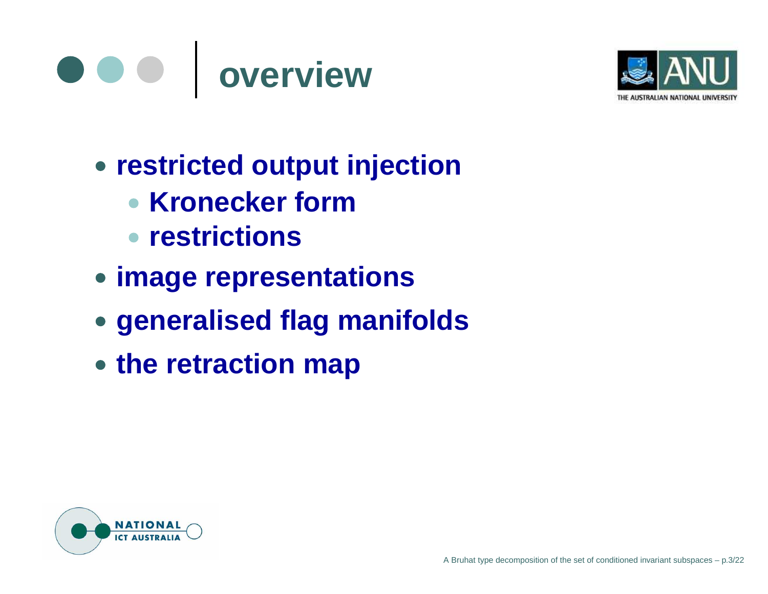# overview

- restricted output injection
  - Kronecker form
  - restrictions
- image representations
- generalised flag manifolds
- the retraction map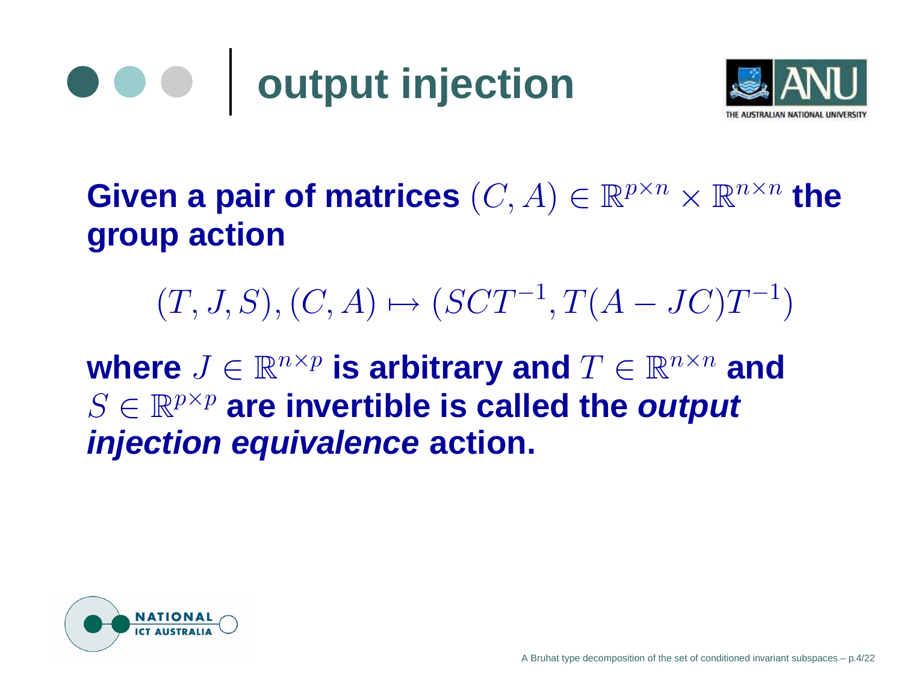# output injection

**Given a pair of matrices $(C, A) \in \mathbb{R}^{p\times n} \times \mathbb{R}^{n\times n}$ the group action**

$$(T, J, S), (C, A) \mapsto (SCT^{-1}, T(A - JC)T^{-1})$$

**where $J \in \mathbb{R}^{n\times p}$ is arbitrary and $T \in \mathbb{R}^{n\times n}$ and $S \in \mathbb{R}^{p\times p}$ are invertible is called the *output injection equivalence* action.**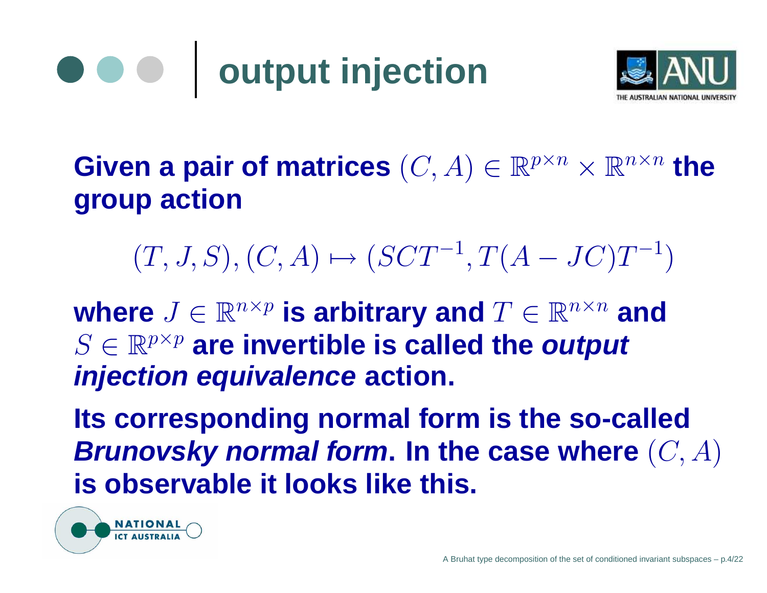# output injection

Given a pair of matrices $(C, A) \in \mathbb{R}^{p\times n} \times \mathbb{R}^{n\times n}$ the group action

$$(T, J, S), (C, A) \mapsto (SCT^{-1}, T(A - JC)T^{-1})$$

where $J \in \mathbb{R}^{n\times p}$ is arbitrary and $T \in \mathbb{R}^{n\times n}$ and $S \in \mathbb{R}^{p\times p}$ are invertible is called the ***output injection equivalence*** action.

Its corresponding normal form is the so-called ***Brunovsky normal form***. In the case where $(C, A)$ is observable it looks like this.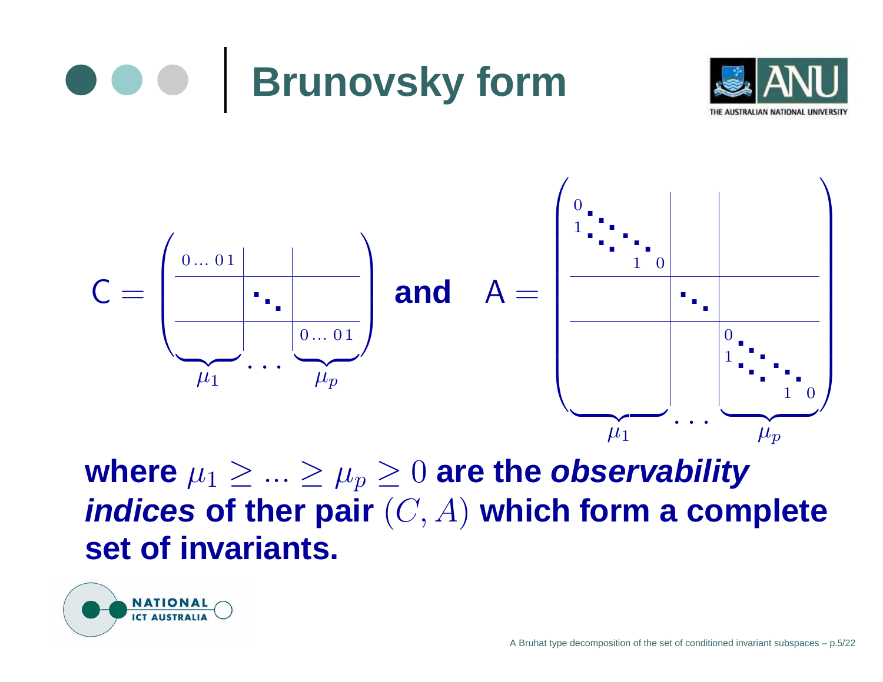# Brunovsky form

$$
C = \underbrace{\begin{pmatrix} 0\ldots 01 & & \\ & \ddots & \\ & & 0\ldots 01 \end{pmatrix}}_{\mu_1 \quad \cdots \quad \mu_p} \quad \textbf{and} \quad A = \underbrace{\begin{pmatrix} \begin{matrix} 0 & & & \\ 1 & \ddots & & \\ & \ddots & \ddots & \\ & & 1 & 0 \end{matrix} & & \\ & \ddots & \\ & & \begin{matrix} 0 & & & \\ 1 & \ddots & & \\ & \ddots & \ddots & \\ & & 1 & 0 \end{matrix} \end{pmatrix}}_{\mu_1 \quad \cdots \quad \mu_p}
$$

**where $\mu_1 \geq \ldots \geq \mu_p \geq 0$ are the *observability indices* of ther pair $(C, A)$ which form a complete set of invariants.**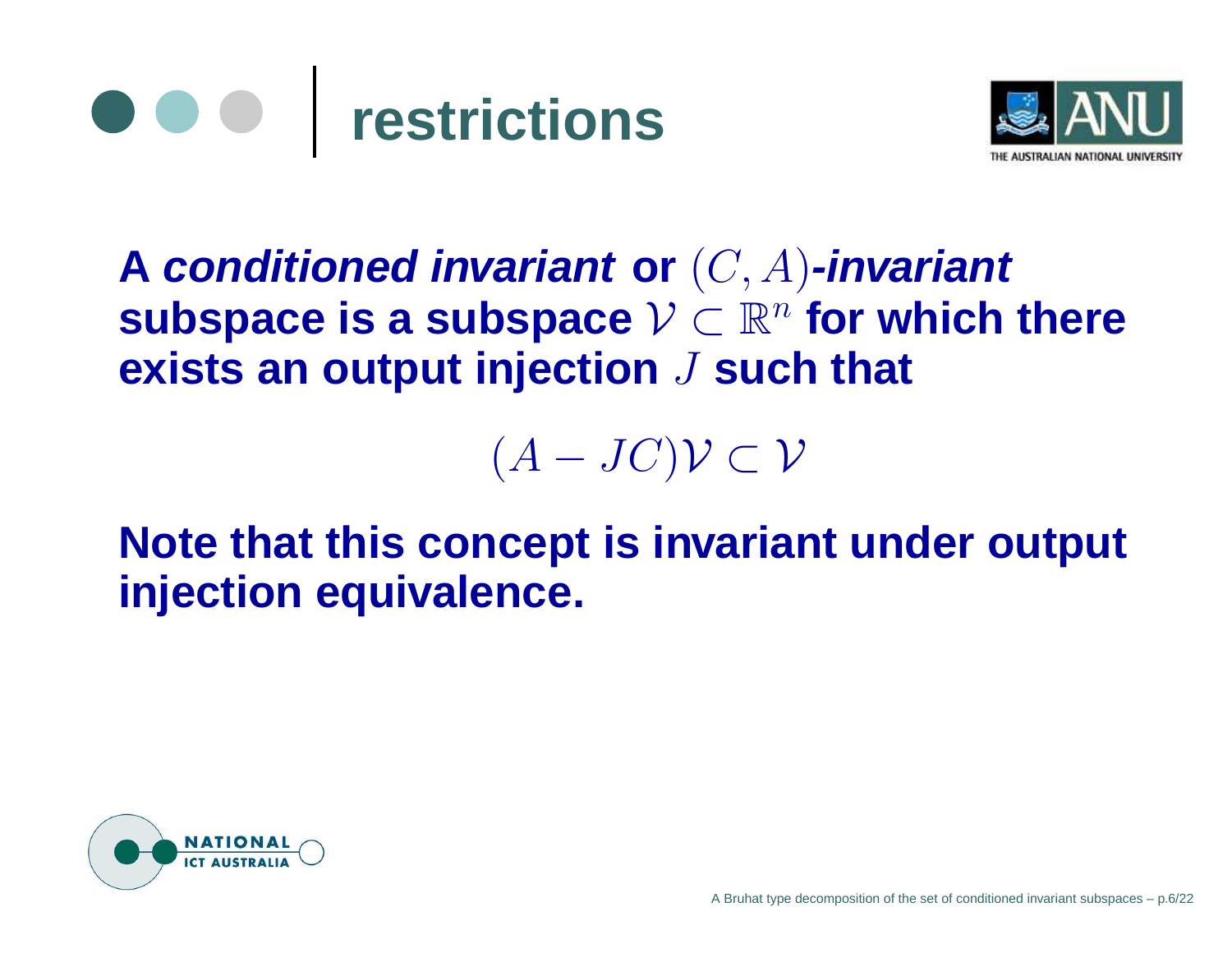# restrictions

**A *conditioned invariant* or $(C, A)$*-invariant* subspace is a subspace $\mathcal{V} \subset \mathbb{R}^n$ for which there exists an output injection $J$ such that**

$$(A - JC)\mathcal{V} \subset \mathcal{V}$$

**Note that this concept is invariant under output injection equivalence.**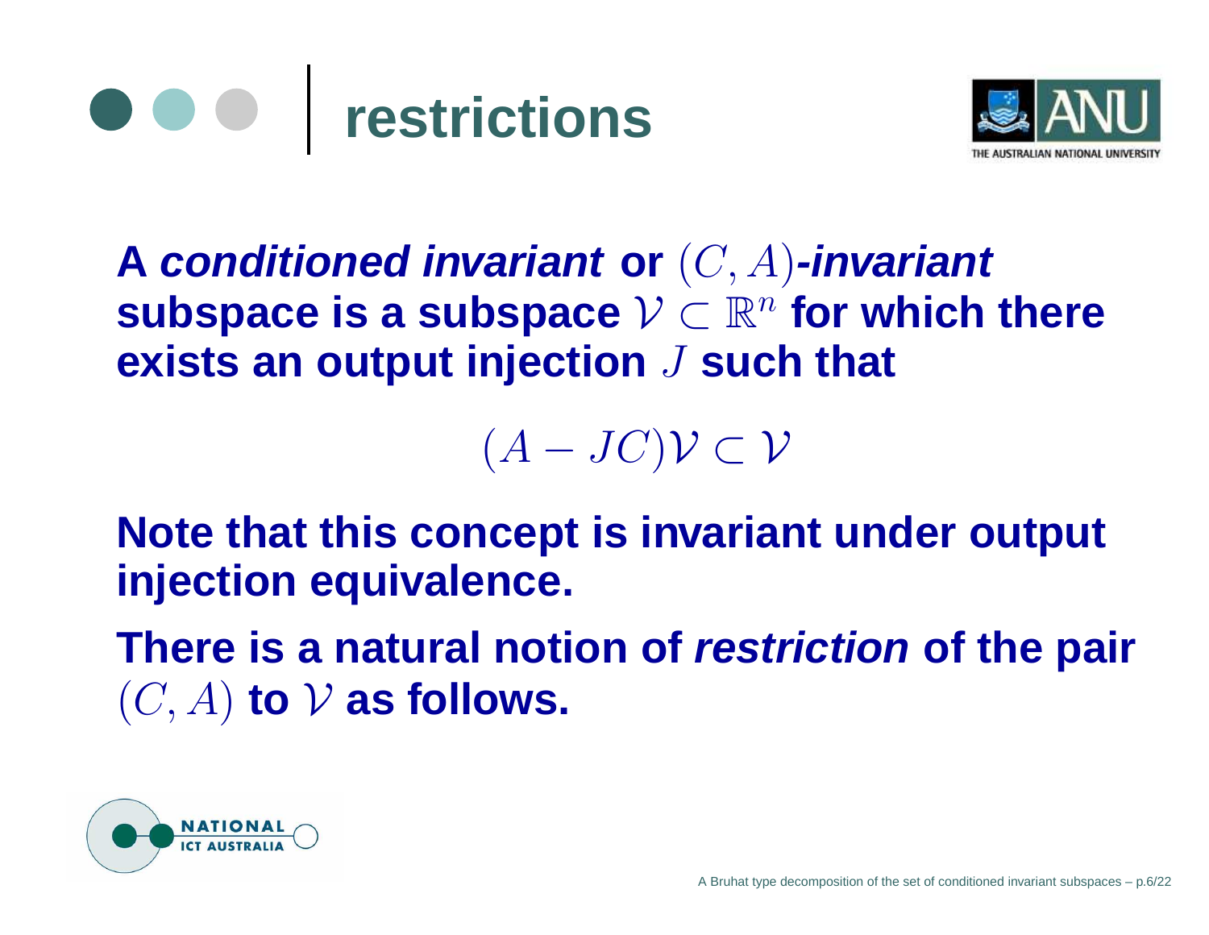# restrictions

**A *conditioned invariant* or $(C, A)$*-invariant* subspace is a subspace $\mathcal{V} \subset \mathbb{R}^n$ for which there exists an output injection $J$ such that**

$$(A - JC)\mathcal{V} \subset \mathcal{V}$$

**Note that this concept is invariant under output injection equivalence.**

**There is a natural notion of *restriction* of the pair $(C, A)$ to $\mathcal{V}$ as follows.**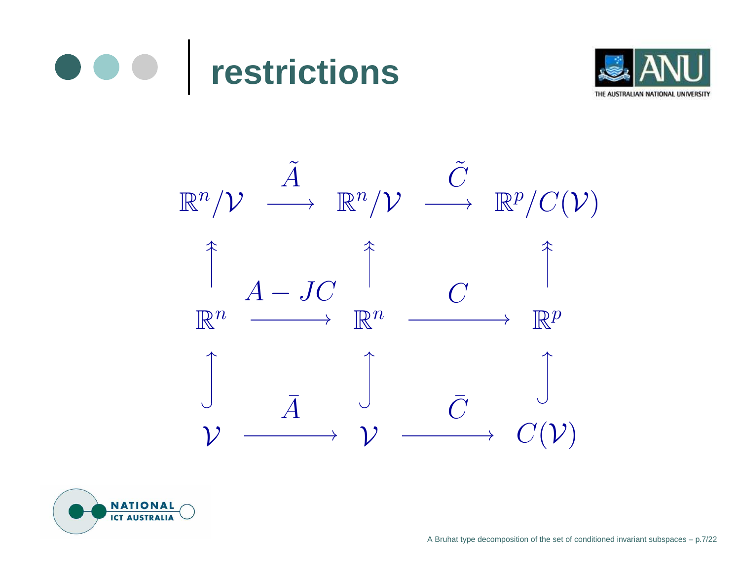# restrictions

$$
\begin{array}{ccccc}
\mathbb{R}^n/\mathcal{V} & \xrightarrow{\tilde{A}} & \mathbb{R}^n/\mathcal{V} & \xrightarrow{\tilde{C}} & \mathbb{R}^p/C(\mathcal{V}) \\
\uparrow & & \uparrow & & \uparrow \\
\mathbb{R}^n & \xrightarrow{A - JC} & \mathbb{R}^n & \xrightarrow{C} & \mathbb{R}^p \\
\uparrow & & \uparrow & & \uparrow \\
\mathcal{V} & \xrightarrow{\bar{A}} & \mathcal{V} & \xrightarrow{\bar{C}} & C(\mathcal{V})
\end{array}
$$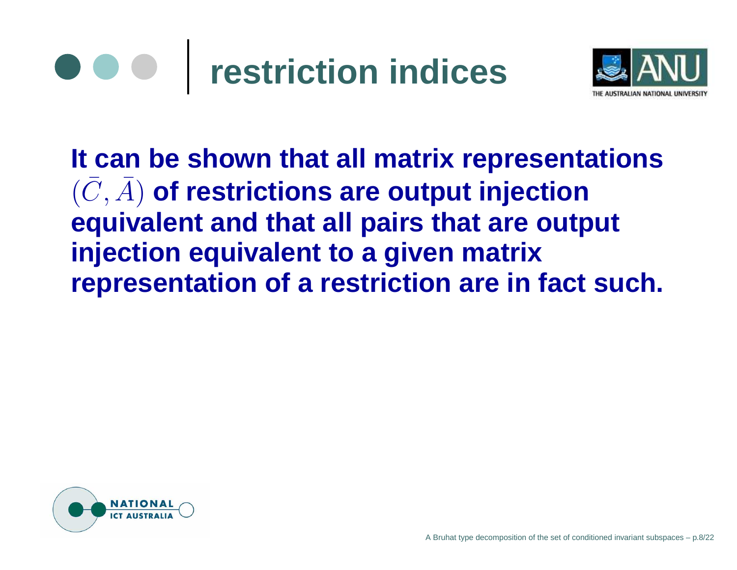# restriction indices

**It can be shown that all matrix representations $(\bar{C}, \bar{A})$ of restrictions are output injection equivalent and that all pairs that are output injection equivalent to a given matrix representation of a restriction are in fact such.**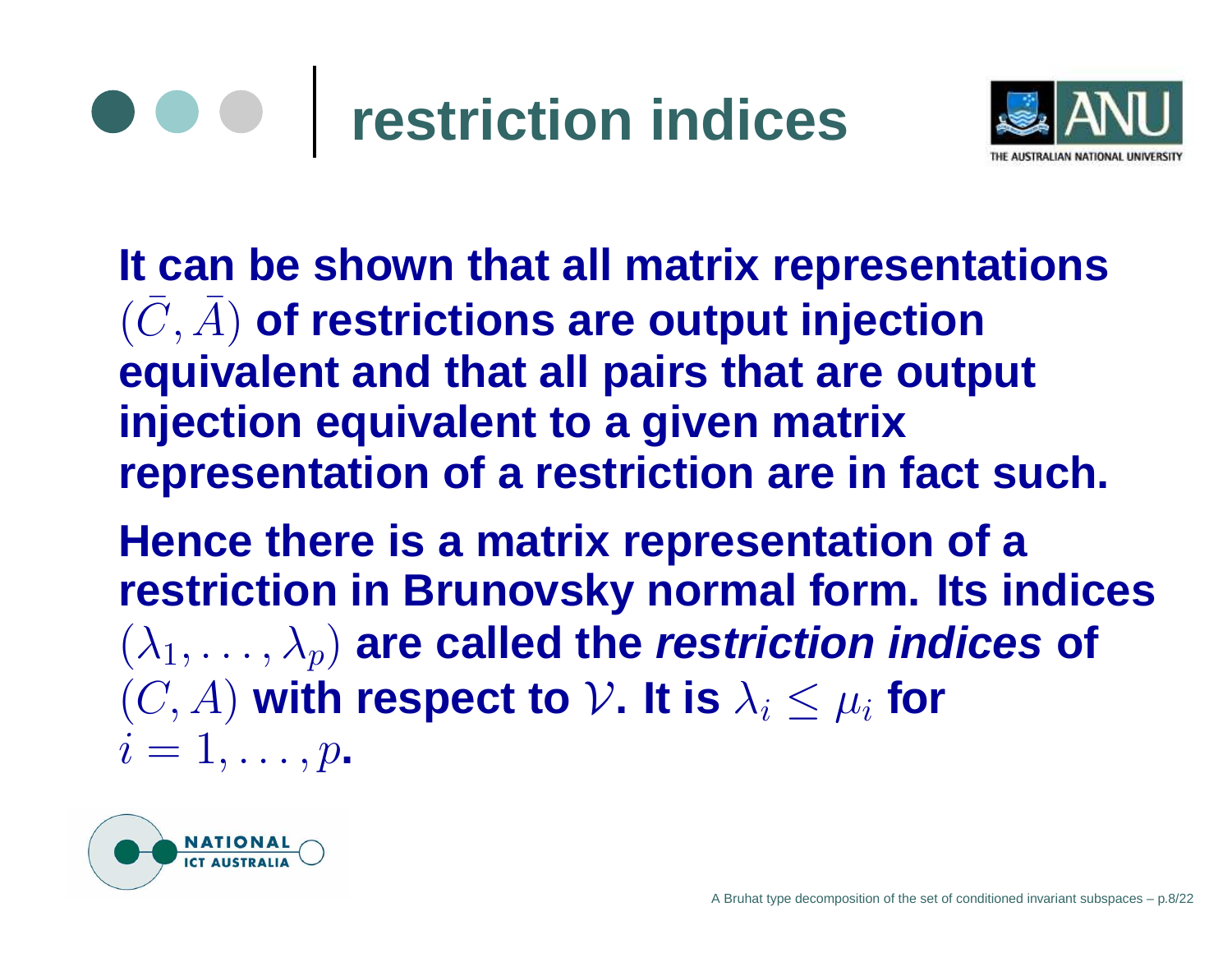# restriction indices

It can be shown that all matrix representations $(\bar{C}, \bar{A})$ of restrictions are output injection equivalent and that all pairs that are output injection equivalent to a given matrix representation of a restriction are in fact such.

Hence there is a matrix representation of a restriction in Brunovsky normal form. Its indices $(\lambda_1, \ldots, \lambda_p)$ are called the *restriction indices* of $(C, A)$ with respect to $\mathcal{V}$. It is $\lambda_i \leq \mu_i$ for $i = 1, \ldots, p$.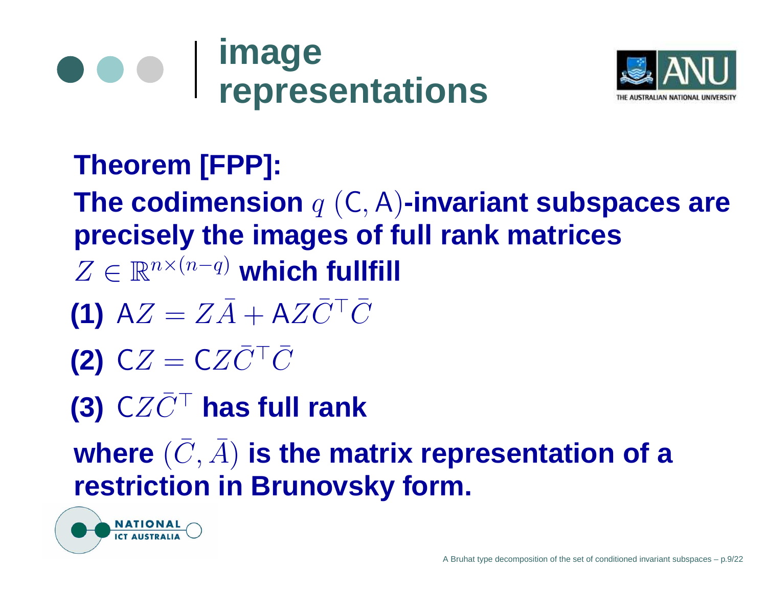# image representations

**Theorem [FPP]:**

**The codimension $q$ $(\mathsf{C}, \mathsf{A})$-invariant subspaces are precisely the images of full rank matrices $Z \in \mathbb{R}^{n \times (n-q)}$ which fullfill**

**(1)** $\mathsf{A}Z = Z\bar{A} + \mathsf{A}Z\bar{C}^\top \bar{C}$

**(2)** $\mathsf{C}Z = \mathsf{C}Z\bar{C}^\top \bar{C}$

**(3)** $\mathsf{C}Z\bar{C}^\top$ **has full rank**

**where $(\bar{C}, \bar{A})$ is the matrix representation of a restriction in Brunovsky form.**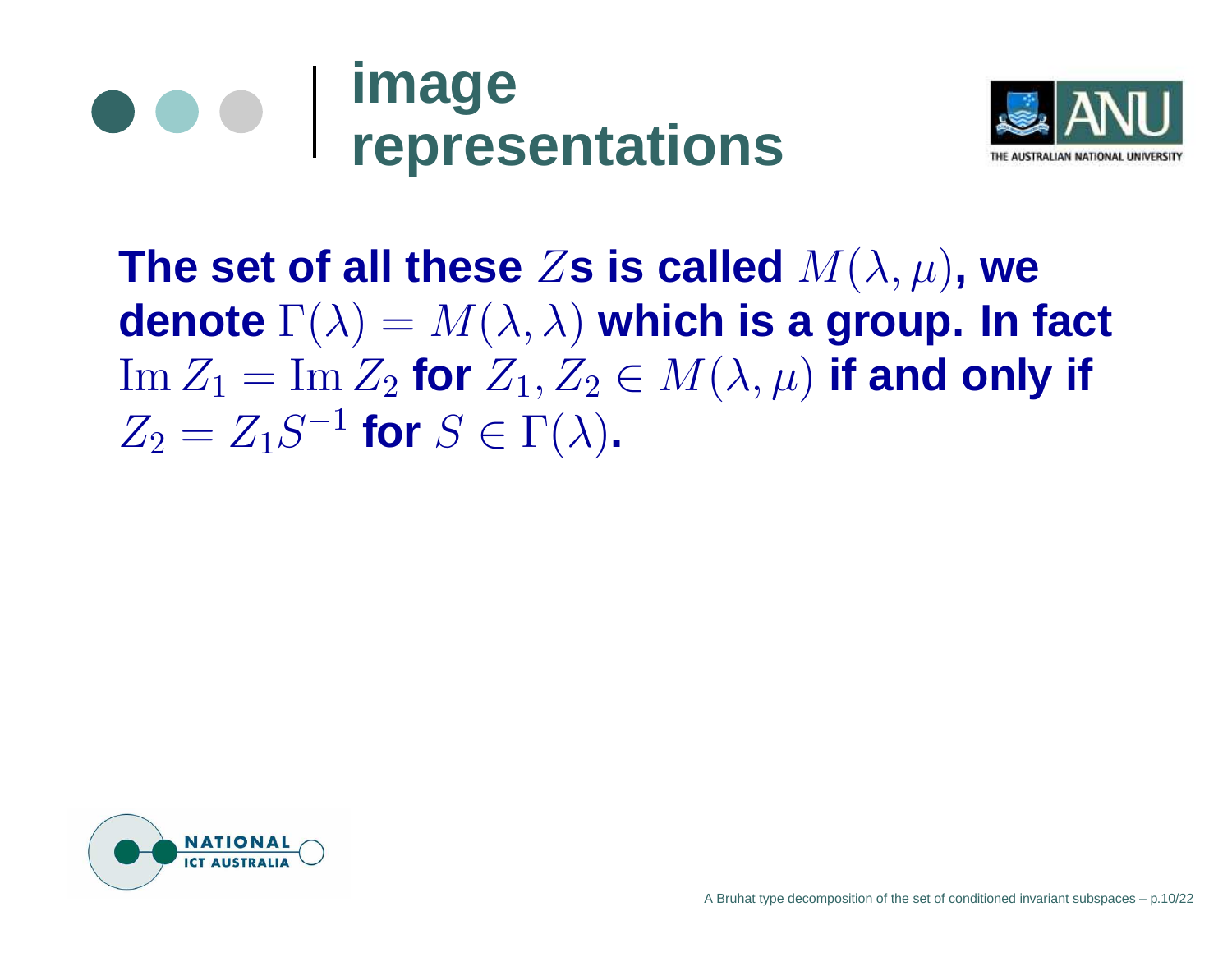# image representations

**The set of all these $Z$s is called $M(\lambda, \mu)$, we denote $\Gamma(\lambda) = M(\lambda, \lambda)$ which is a group. In fact $\operatorname{Im} Z_1 = \operatorname{Im} Z_2$ for $Z_1, Z_2 \in M(\lambda, \mu)$ if and only if $Z_2 = Z_1 S^{-1}$ for $S \in \Gamma(\lambda)$.**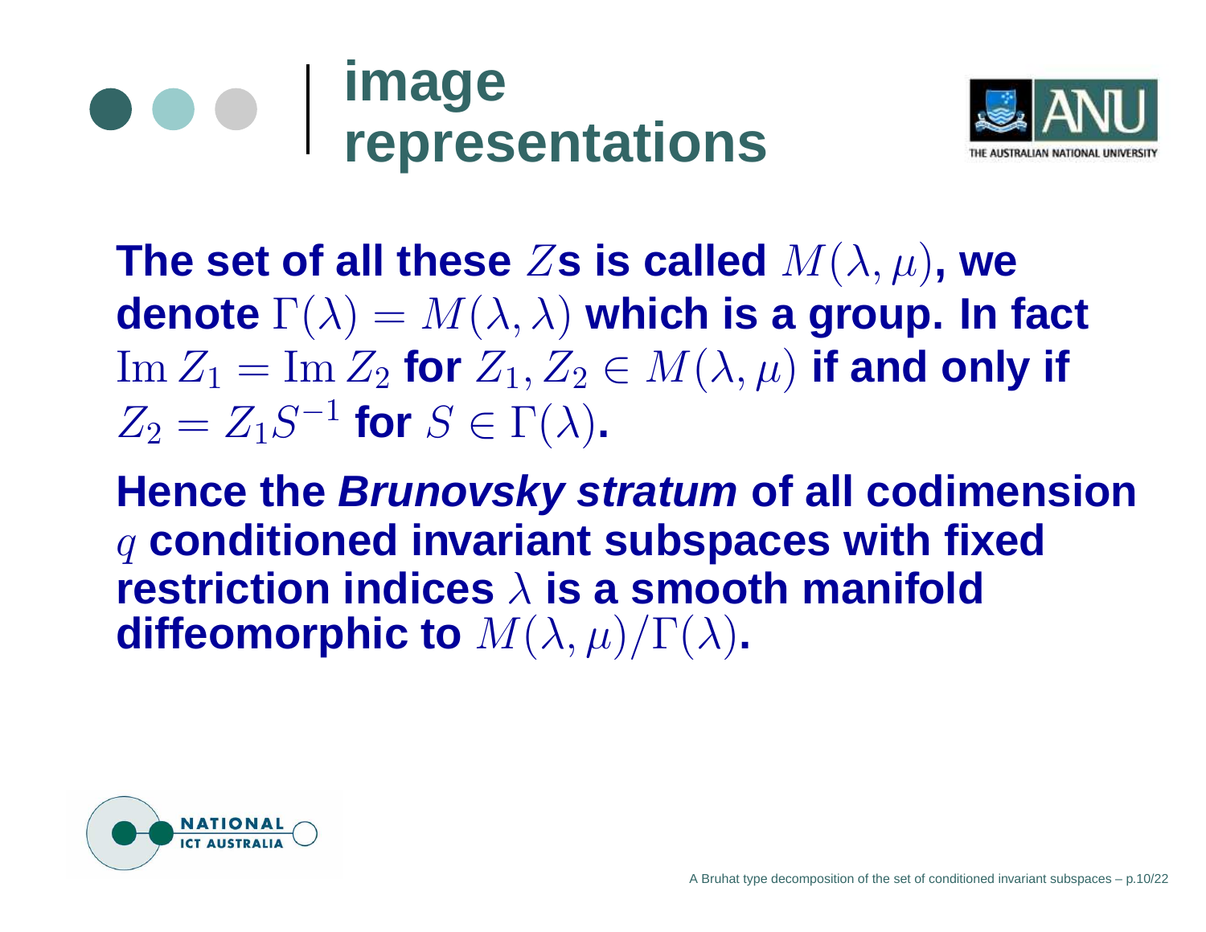# image representations

The set of all these $Z$s is called $M(\lambda, \mu)$, we denote $\Gamma(\lambda) = M(\lambda, \lambda)$ which is a group. In fact $\operatorname{Im} Z_1 = \operatorname{Im} Z_2$ for $Z_1, Z_2 \in M(\lambda, \mu)$ if and only if $Z_2 = Z_1 S^{-1}$ for $S \in \Gamma(\lambda)$.

Hence the ***Brunovsky stratum*** of all codimension $q$ conditioned invariant subspaces with fixed restriction indices $\lambda$ is a smooth manifold diffeomorphic to $M(\lambda, \mu)/\Gamma(\lambda)$.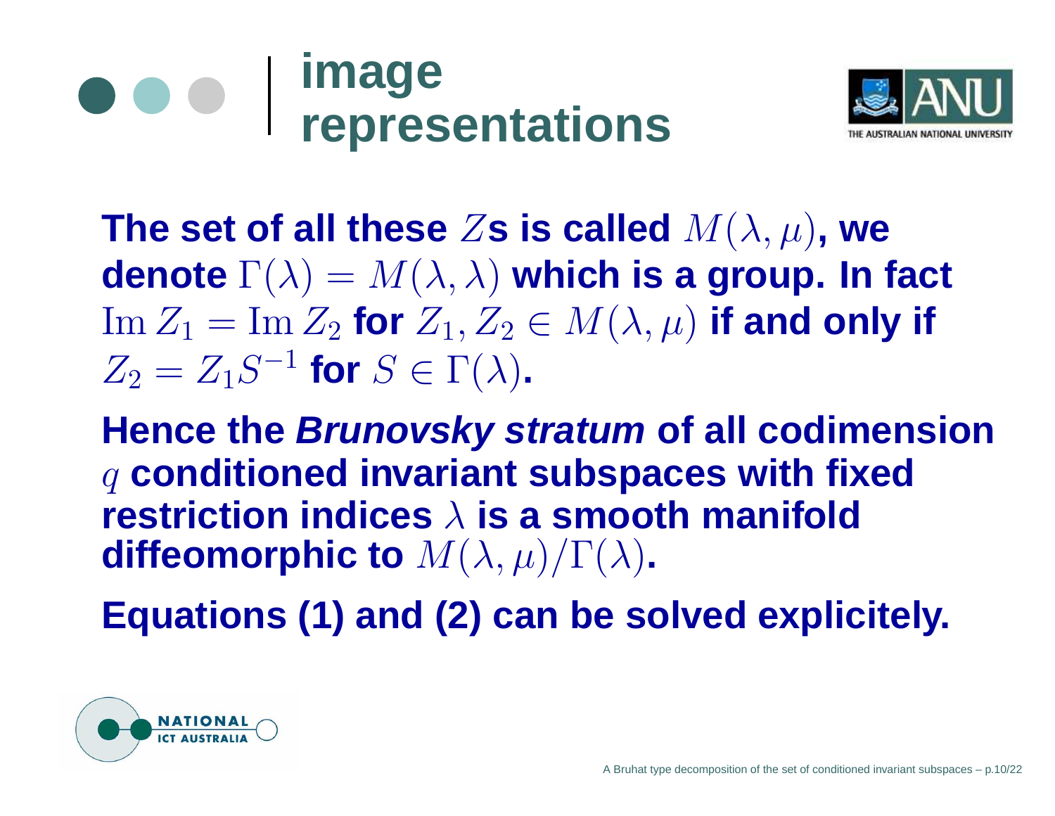# image representations

**The set of all these $Z$s is called $M(\lambda, \mu)$, we denote $\Gamma(\lambda) = M(\lambda, \lambda)$ which is a group. In fact $\operatorname{Im} Z_1 = \operatorname{Im} Z_2$ for $Z_1, Z_2 \in M(\lambda, \mu)$ if and only if $Z_2 = Z_1 S^{-1}$ for $S \in \Gamma(\lambda)$.**

**Hence the *Brunovsky stratum* of all codimension $q$ conditioned invariant subspaces with fixed restriction indices $\lambda$ is a smooth manifold diffeomorphic to $M(\lambda, \mu)/\Gamma(\lambda)$.**

**Equations (1) and (2) can be solved explicitely.**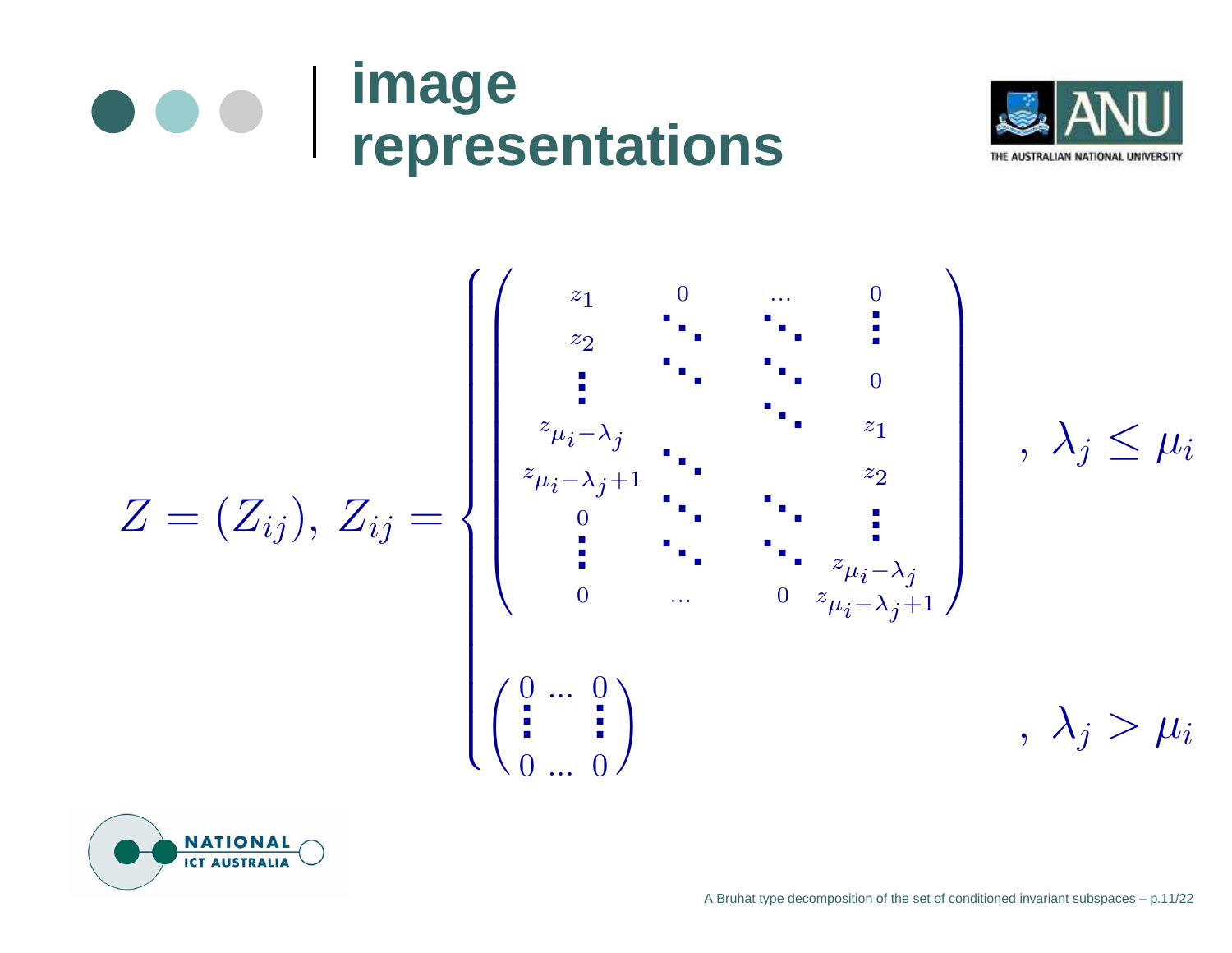# image representations

$$
Z = (Z_{ij}),\ Z_{ij} = \begin{cases}
\begin{pmatrix}
z_1 & 0 & \dots & 0 \\
z_2 & \ddots & \ddots & \vdots \\
\vdots & \ddots & \ddots & 0 \\
z_{\mu_i - \lambda_j} & & \ddots & z_1 \\
z_{\mu_i - \lambda_j + 1} & \ddots & & z_2 \\
0 & \ddots & \ddots & \vdots \\
\vdots & \ddots & \ddots & z_{\mu_i - \lambda_j} \\
0 & \dots & 0 & z_{\mu_i - \lambda_j + 1}
\end{pmatrix} & ,\ \lambda_j \leq \mu_i \\[2em]
\begin{pmatrix}
0 & \dots & 0 \\
\vdots & & \vdots \\
0 & \dots & 0
\end{pmatrix} & ,\ \lambda_j > \mu_i
\end{cases}
$$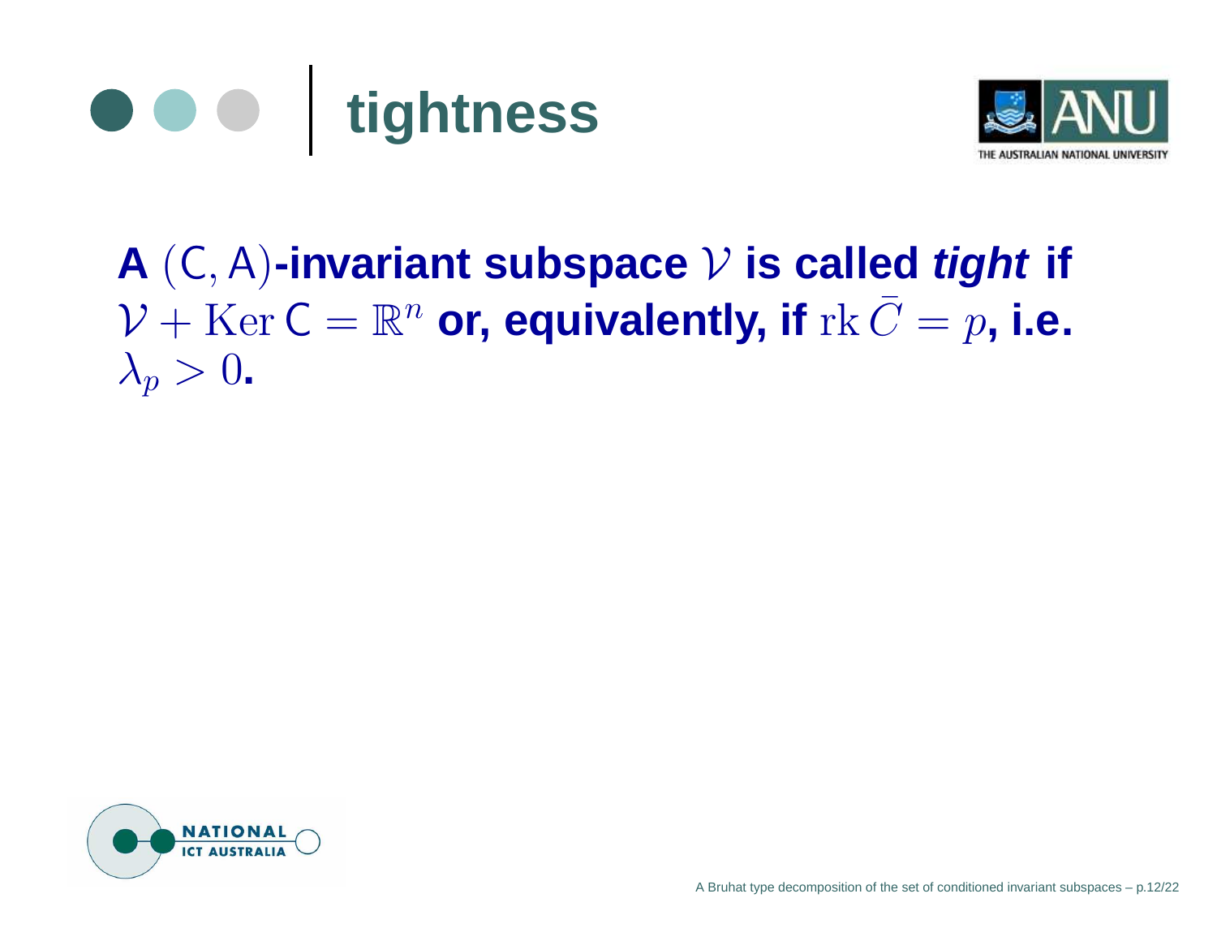# tightness

**A $(\mathsf{C}, \mathsf{A})$-invariant subspace $\mathcal{V}$ is called *tight* if $\mathcal{V} + \operatorname{Ker} \mathsf{C} = \mathbb{R}^n$ or, equivalently, if $\operatorname{rk} \bar{C} = p$, i.e. $\lambda_p > 0$.**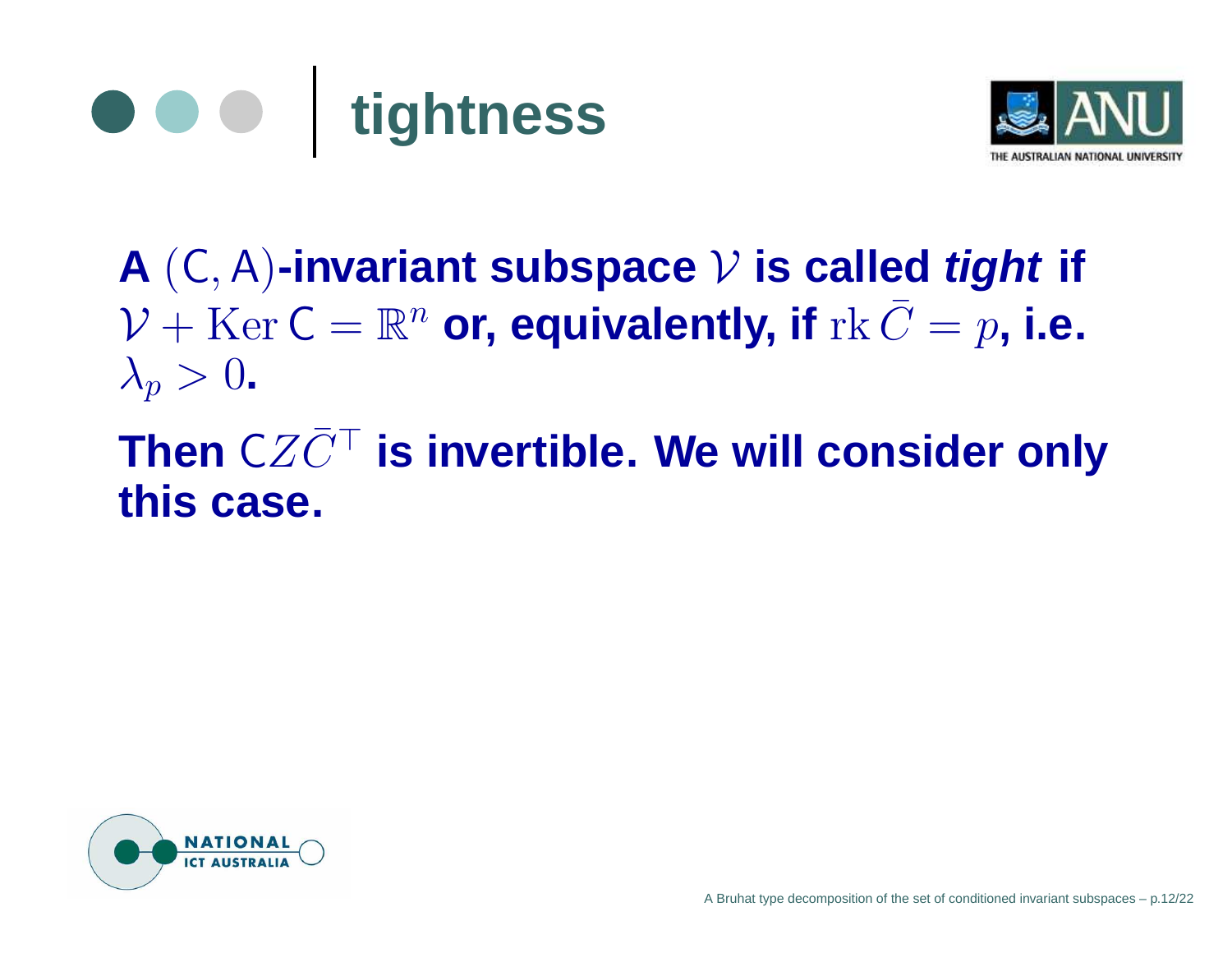# tightness

**A $(\mathsf{C}, \mathsf{A})$-invariant subspace $\mathcal{V}$ is called *tight* if $\mathcal{V} + \operatorname{Ker} \mathsf{C} = \mathbb{R}^n$ or, equivalently, if $\operatorname{rk} \bar{C} = p$, i.e. $\lambda_p > 0$.**

**Then $\mathsf{C} Z \bar{C}^\top$ is invertible. We will consider only this case.**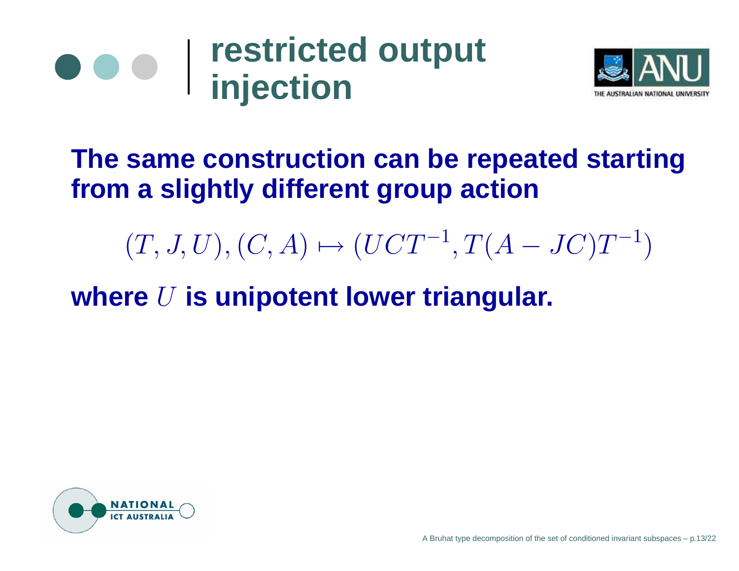# restricted output injection

**The same construction can be repeated starting from a slightly different group action**

$$(T, J, U), (C, A) \mapsto (UCT^{-1}, T(A - JC)T^{-1})$$

**where $U$ is unipotent lower triangular.**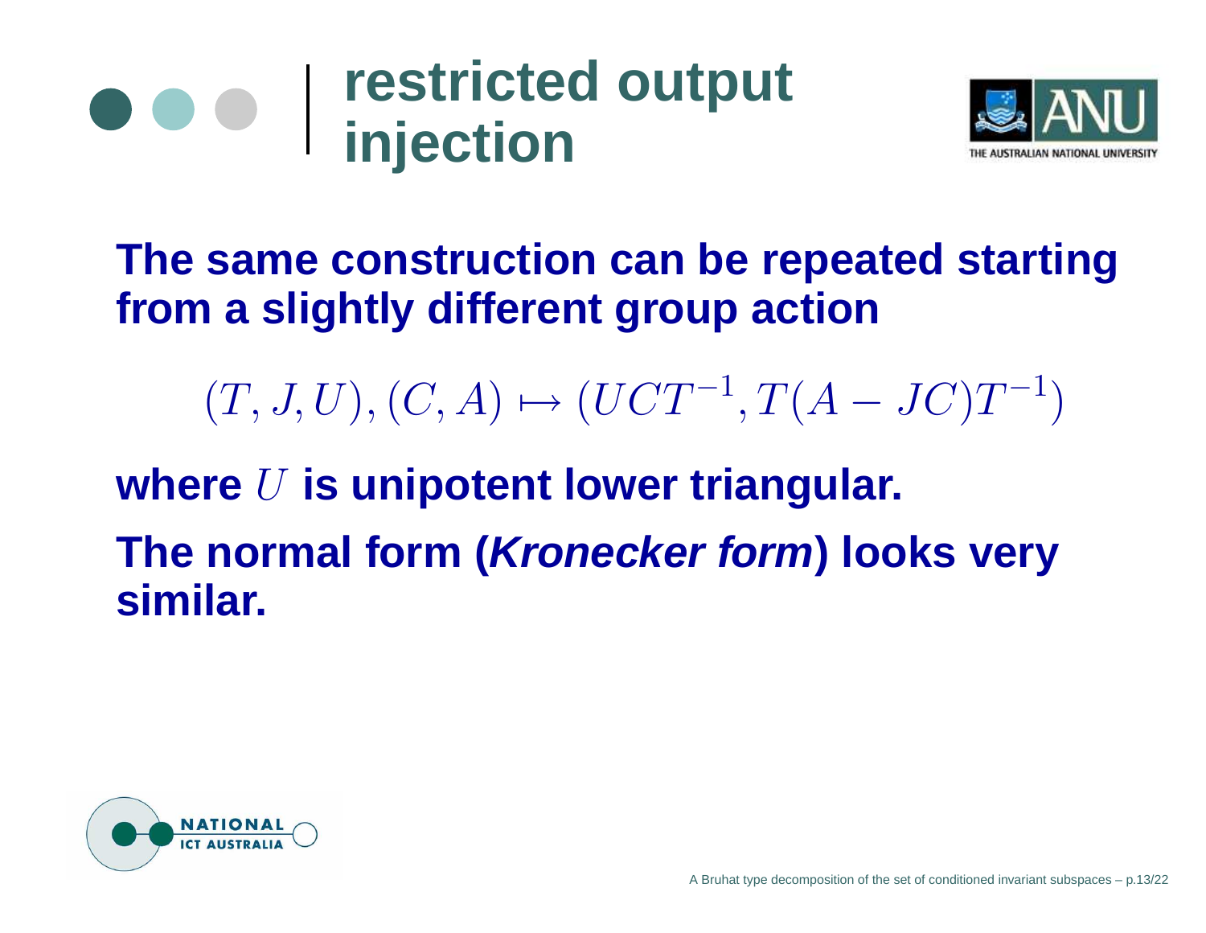# restricted output injection

**The same construction can be repeated starting from a slightly different group action**

$$(T, J, U), (C, A) \mapsto (UCT^{-1}, T(A - JC)T^{-1})$$

**where $U$ is unipotent lower triangular.**

**The normal form (*Kronecker form*) looks very similar.**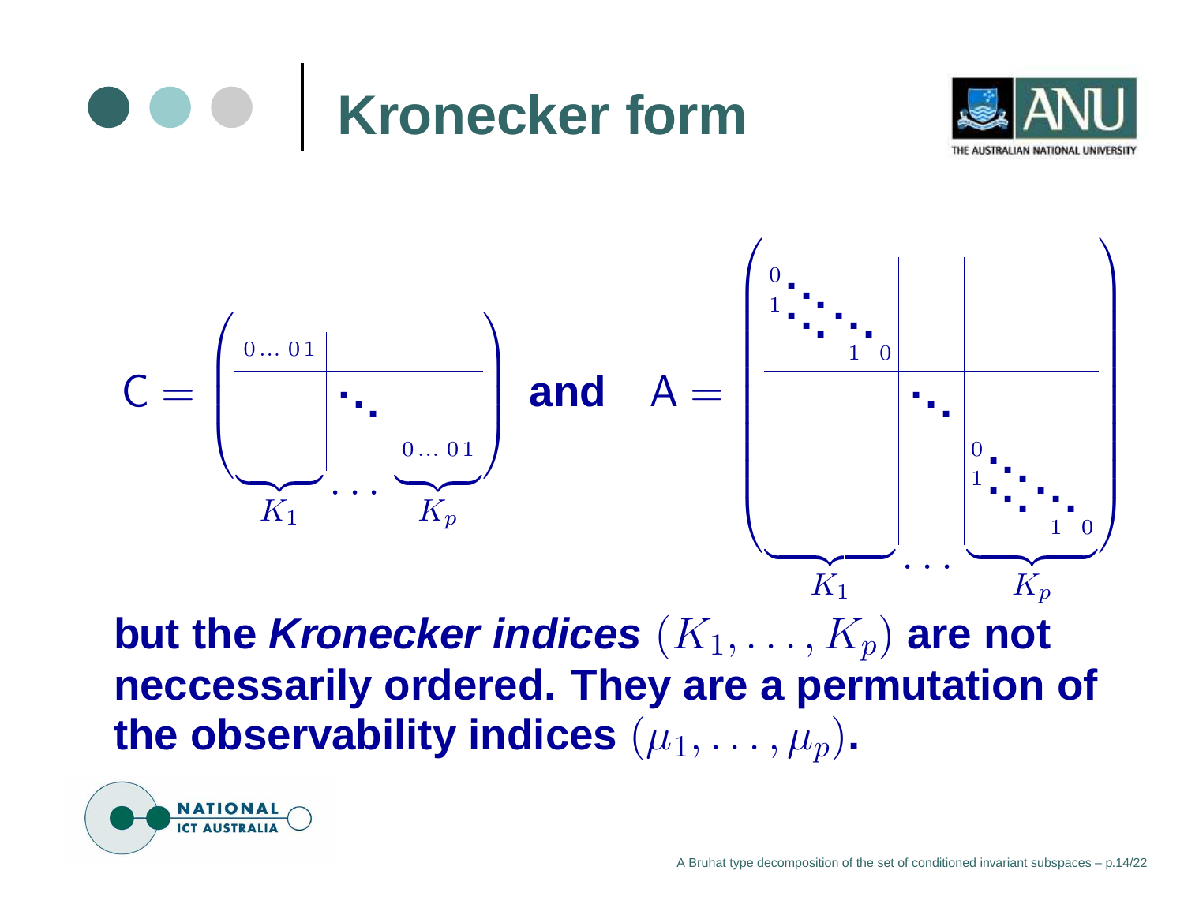# Kronecker form

$$
C = \underbrace{\begin{pmatrix} 0\ldots01 & & \\ & \ddots & \\ & & 0\ldots01 \end{pmatrix}}_{K_1 \quad \ldots \quad K_p}
\quad \textbf{and} \quad
A = \underbrace{\begin{pmatrix} \begin{smallmatrix} 0 & & & \\ 1 & \ddots & & \\ & \ddots & \ddots & \\ & & 1 & 0 \end{smallmatrix} & & \\ & \ddots & \\ & & \begin{smallmatrix} 0 & & & \\ 1 & \ddots & & \\ & \ddots & \ddots & \\ & & 1 & 0 \end{smallmatrix} \end{pmatrix}}_{K_1 \quad \ldots \quad K_p}
$$

**but the *Kronecker indices* $(K_1, \ldots, K_p)$ are not neccessarily ordered. They are a permutation of the observability indices $(\mu_1, \ldots, \mu_p)$.**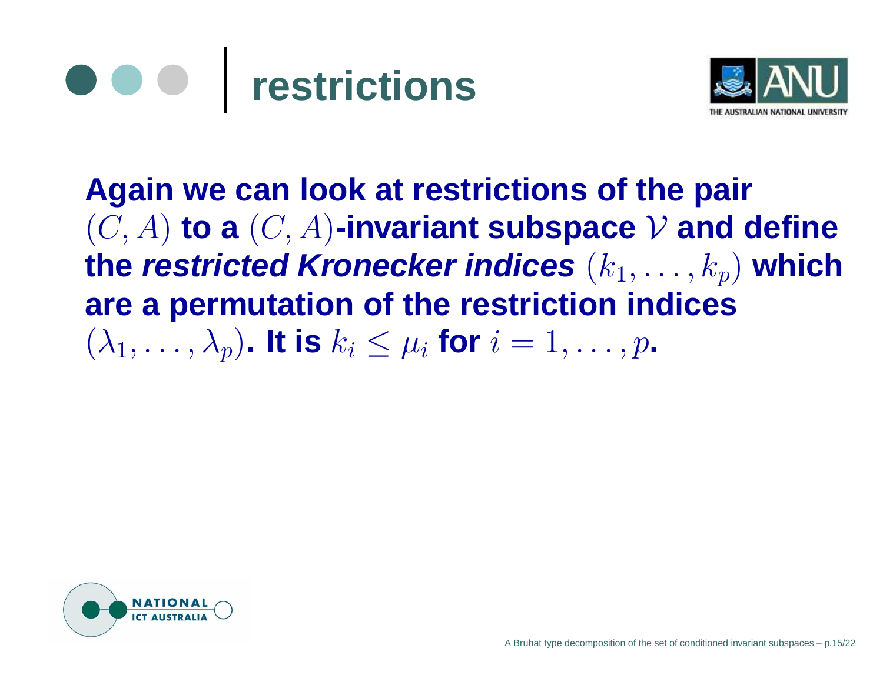# restrictions

**Again we can look at restrictions of the pair $(C, A)$ to a $(C, A)$-invariant subspace $\mathcal{V}$ and define the *restricted Kronecker indices* $(k_1, \ldots, k_p)$ which are a permutation of the restriction indices $(\lambda_1, \ldots, \lambda_p)$. It is $k_i \leq \mu_i$ for $i = 1, \ldots, p$.**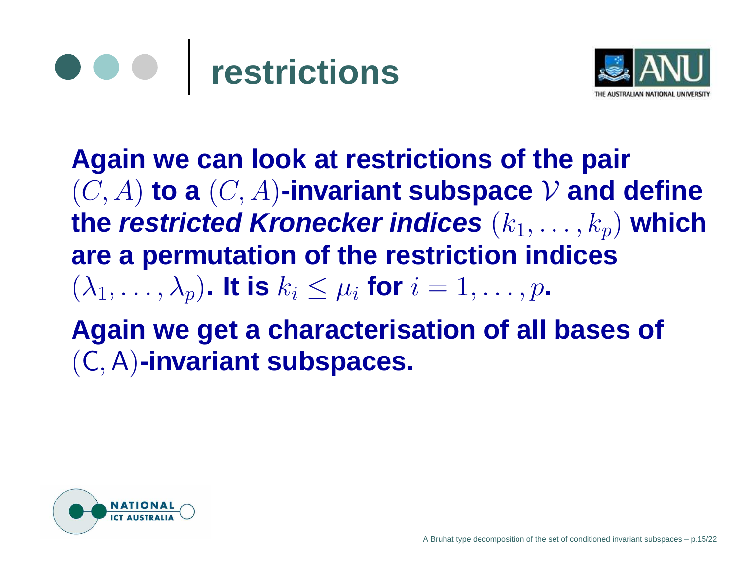# restrictions

Again we can look at restrictions of the pair $(C, A)$ to a $(C, A)$-invariant subspace $\mathcal{V}$ and define the ***restricted Kronecker indices*** $(k_1, \ldots, k_p)$ which are a permutation of the restriction indices $(\lambda_1, \ldots, \lambda_p)$. It is $k_i \leq \mu_i$ for $i = 1, \ldots, p$.

Again we get a characterisation of all bases of $(C, A)$-invariant subspaces.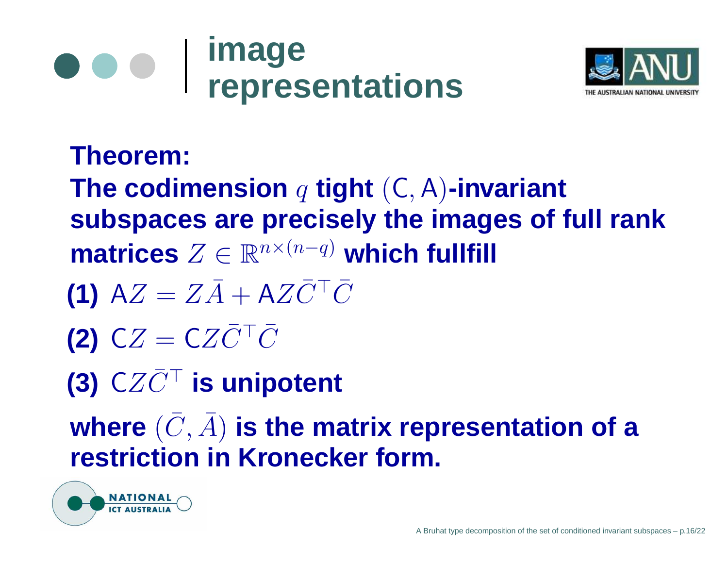# image representations

**Theorem:**
**The codimension $q$ tight $(\mathsf{C}, \mathsf{A})$-invariant subspaces are precisely the images of full rank matrices $Z \in \mathbb{R}^{n \times (n-q)}$ which fullfill**

**(1)** $\mathsf{A}Z = Z\bar{A} + \mathsf{A}Z\bar{C}^{\top}\bar{C}$

**(2)** $\mathsf{C}Z = \mathsf{C}Z\bar{C}^{\top}\bar{C}$

**(3)** $\mathsf{C}Z\bar{C}^{\top}$ **is unipotent**

**where $(\bar{C}, \bar{A})$ is the matrix representation of a restriction in Kronecker form.**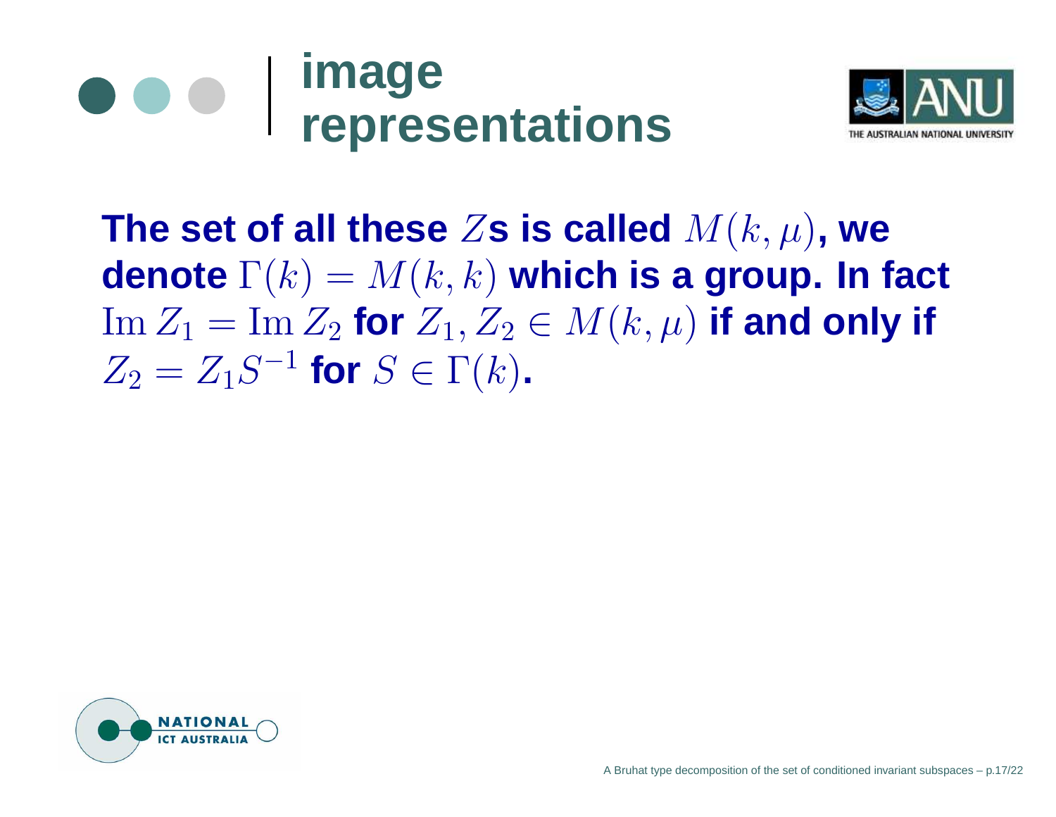# image representations

**The set of all these $Z$s is called $M(k,\mu)$, we denote $\Gamma(k) = M(k,k)$ which is a group. In fact $\operatorname{Im} Z_1 = \operatorname{Im} Z_2$ for $Z_1, Z_2 \in M(k,\mu)$ if and only if $Z_2 = Z_1 S^{-1}$ for $S \in \Gamma(k)$.**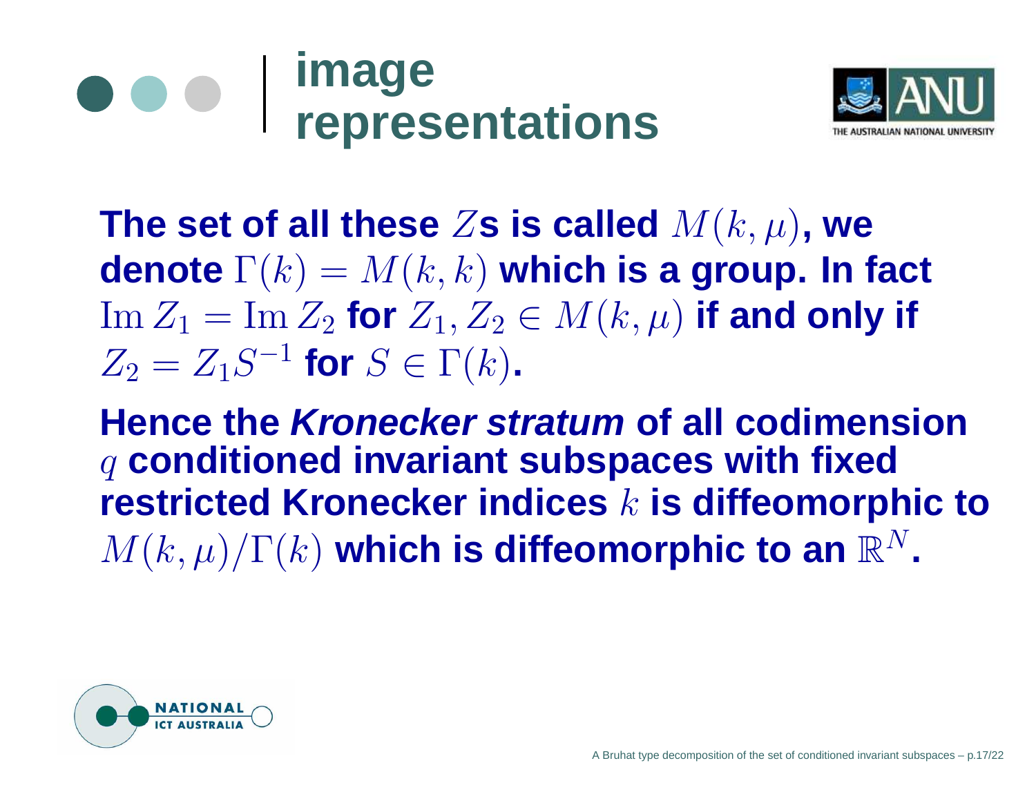# image representations

**The set of all these $Z$s is called $M(k,\mu)$, we denote $\Gamma(k) = M(k,k)$ which is a group. In fact $\operatorname{Im} Z_1 = \operatorname{Im} Z_2$ for $Z_1, Z_2 \in M(k,\mu)$ if and only if $Z_2 = Z_1 S^{-1}$ for $S \in \Gamma(k)$.**

**Hence the *Kronecker stratum* of all codimension $q$ conditioned invariant subspaces with fixed restricted Kronecker indices $k$ is diffeomorphic to $M(k,\mu)/\Gamma(k)$ which is diffeomorphic to an $\mathbb{R}^N$.**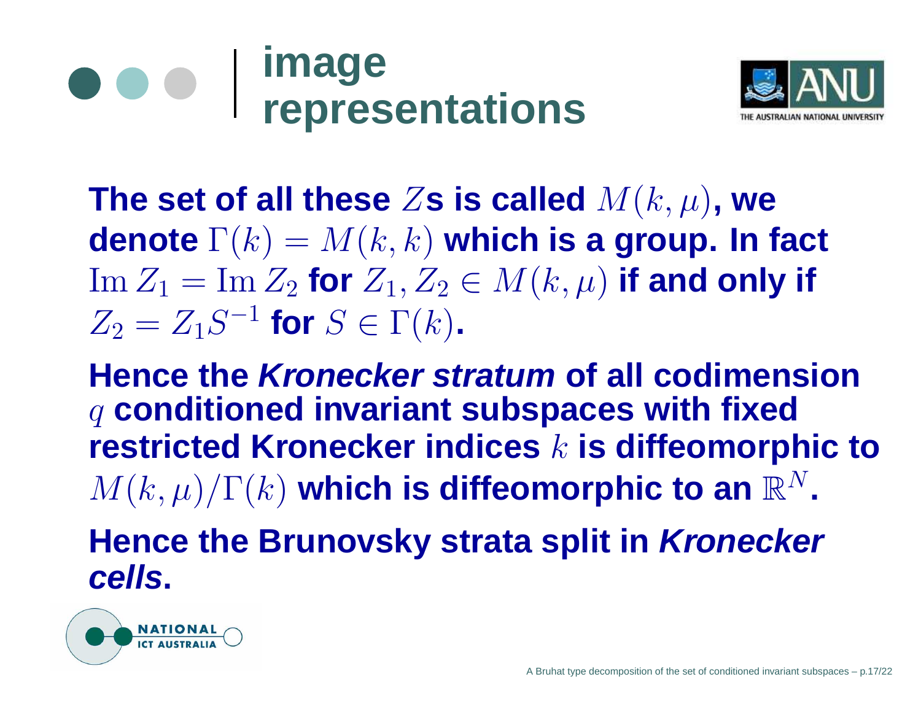# image representations

**The set of all these $Z$s is called $M(k,\mu)$, we denote $\Gamma(k) = M(k,k)$ which is a group. In fact $\operatorname{Im} Z_1 = \operatorname{Im} Z_2$ for $Z_1, Z_2 \in M(k,\mu)$ if and only if $Z_2 = Z_1 S^{-1}$ for $S \in \Gamma(k)$.**

**Hence the *Kronecker stratum* of all codimension $q$ conditioned invariant subspaces with fixed restricted Kronecker indices $k$ is diffeomorphic to $M(k,\mu)/\Gamma(k)$ which is diffeomorphic to an $\mathbb{R}^N$.**

**Hence the Brunovsky strata split in *Kronecker cells*.**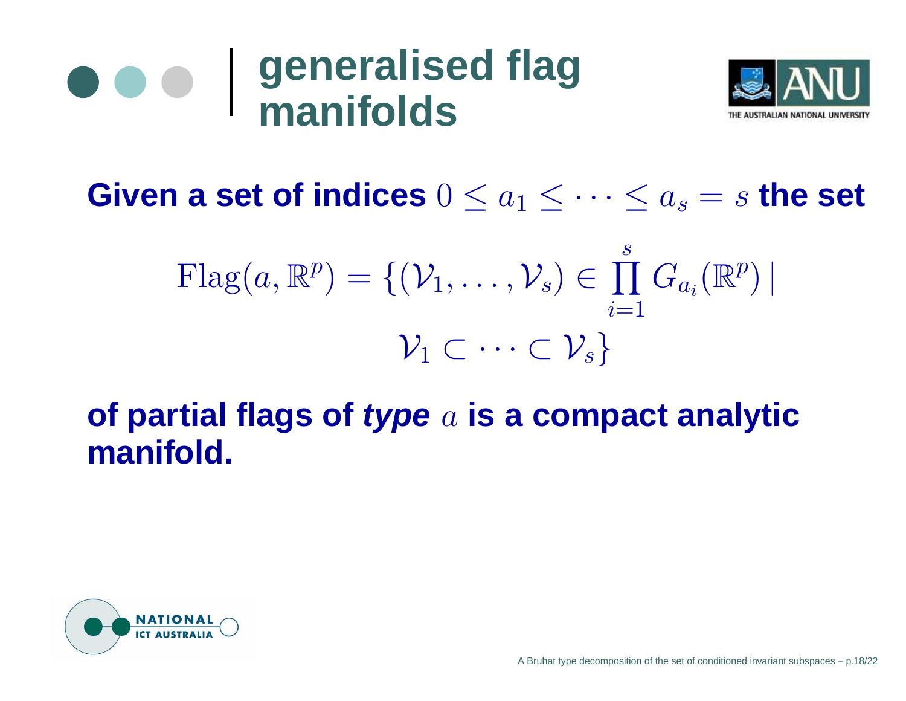# generalised flag manifolds

**Given a set of indices** $0 \leq a_1 \leq \cdots \leq a_s = s$ **the set**

$$\mathrm{Flag}(a, \mathbb{R}^p) = \{(\mathcal{V}_1, \ldots, \mathcal{V}_s) \in \prod_{i=1}^{s} G_{a_i}(\mathbb{R}^p) \mid \mathcal{V}_1 \subset \cdots \subset \mathcal{V}_s\}$$

**of partial flags of *type*** $a$ **is a compact analytic manifold.**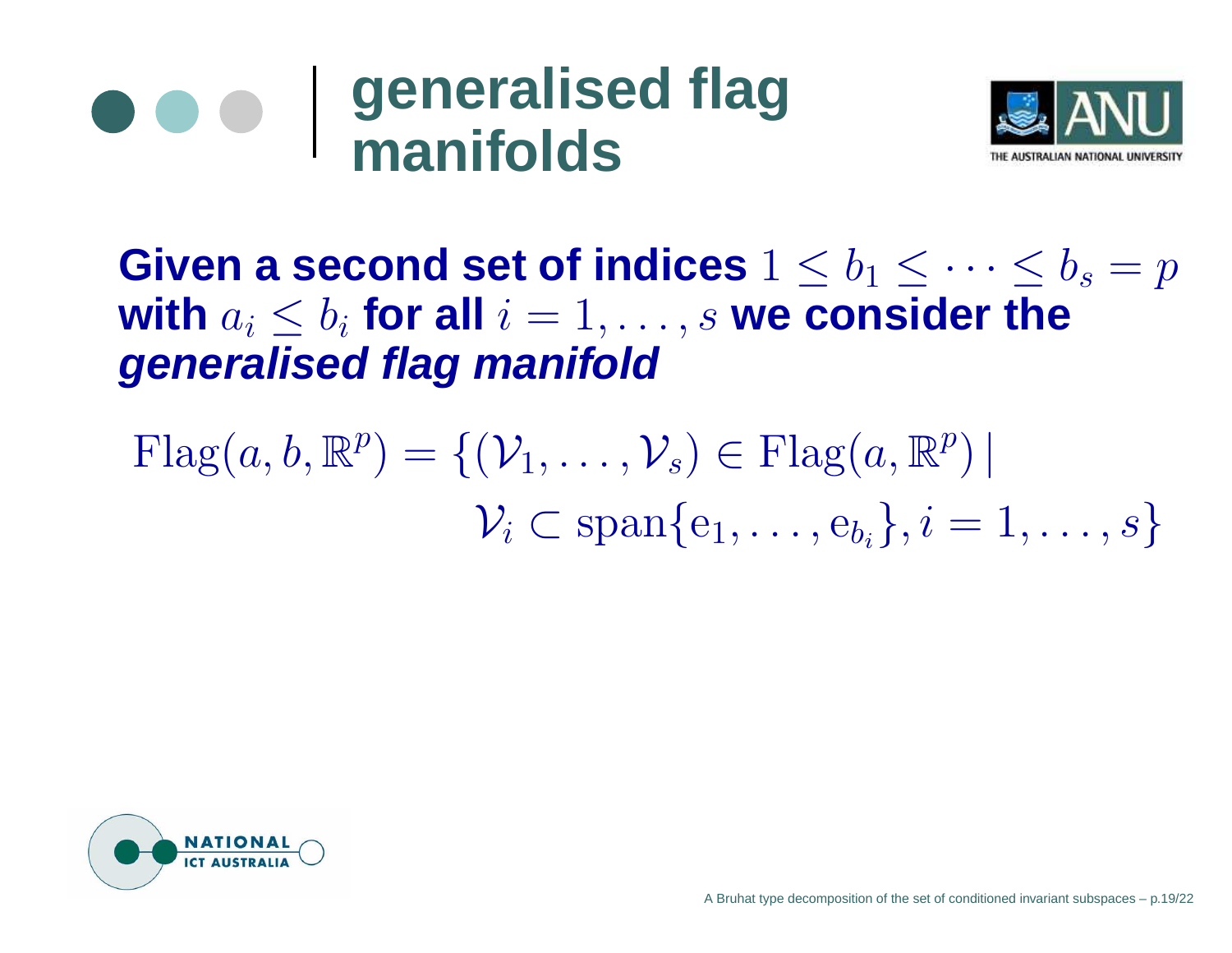# generalised flag manifolds

**Given a second set of indices** $1 \leq b_1 \leq \cdots \leq b_s = p$ **with** $a_i \leq b_i$ **for all** $i = 1, \ldots, s$ **we consider the** ***generalised flag manifold***

$$\mathrm{Flag}(a, b, \mathbb{R}^p) = \{(\mathcal{V}_1, \ldots, \mathcal{V}_s) \in \mathrm{Flag}(a, \mathbb{R}^p) \mid \mathcal{V}_i \subset \mathrm{span}\{\mathrm{e}_1, \ldots, \mathrm{e}_{b_i}\}, i = 1, \ldots, s\}$$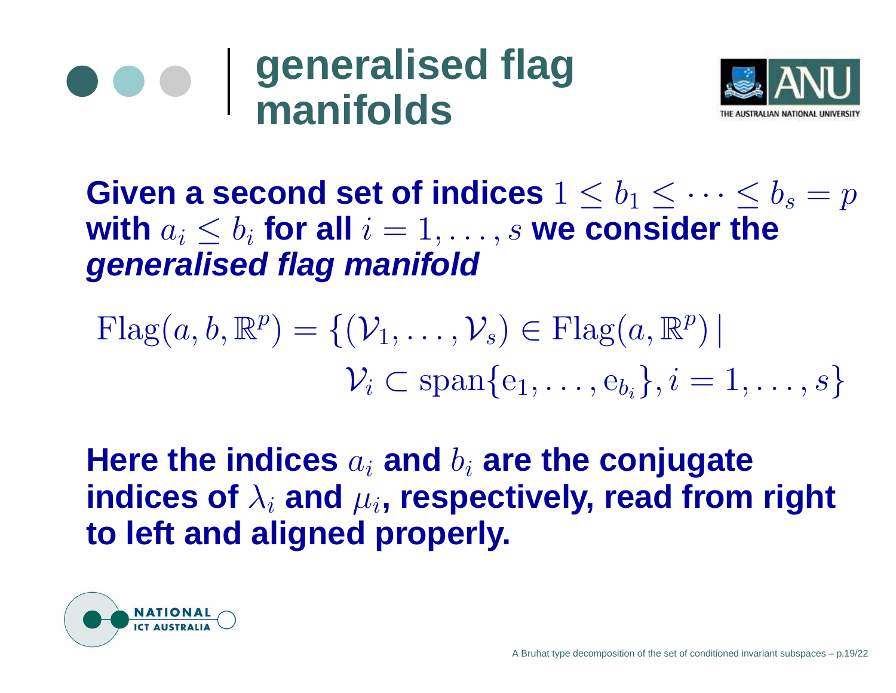# generalised flag manifolds

**Given a second set of indices $1 \leq b_1 \leq \cdots \leq b_s = p$ with $a_i \leq b_i$ for all $i = 1, \ldots, s$ we consider the *generalised flag manifold***

$$\mathrm{Flag}(a, b, \mathbb{R}^p) = \{(\mathcal{V}_1, \ldots, \mathcal{V}_s) \in \mathrm{Flag}(a, \mathbb{R}^p) \mid \mathcal{V}_i \subset \mathrm{span}\{\mathrm{e}_1, \ldots, \mathrm{e}_{b_i}\}, i = 1, \ldots, s\}$$

**Here the indices $a_i$ and $b_i$ are the conjugate indices of $\lambda_i$ and $\mu_i$, respectively, read from right to left and aligned properly.**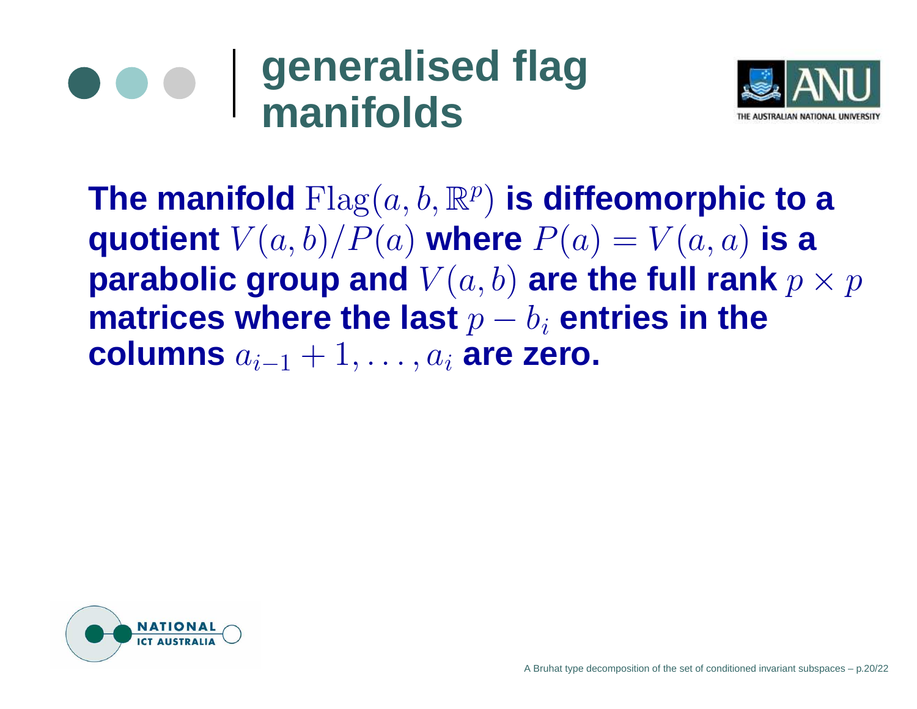# generalised flag manifolds

**The manifold $\mathrm{Flag}(a, b, \mathbb{R}^p)$ is diffeomorphic to a quotient $V(a, b)/P(a)$ where $P(a) = V(a, a)$ is a parabolic group and $V(a, b)$ are the full rank $p \times p$ matrices where the last $p - b_i$ entries in the columns $a_{i-1} + 1, \ldots, a_i$ are zero.**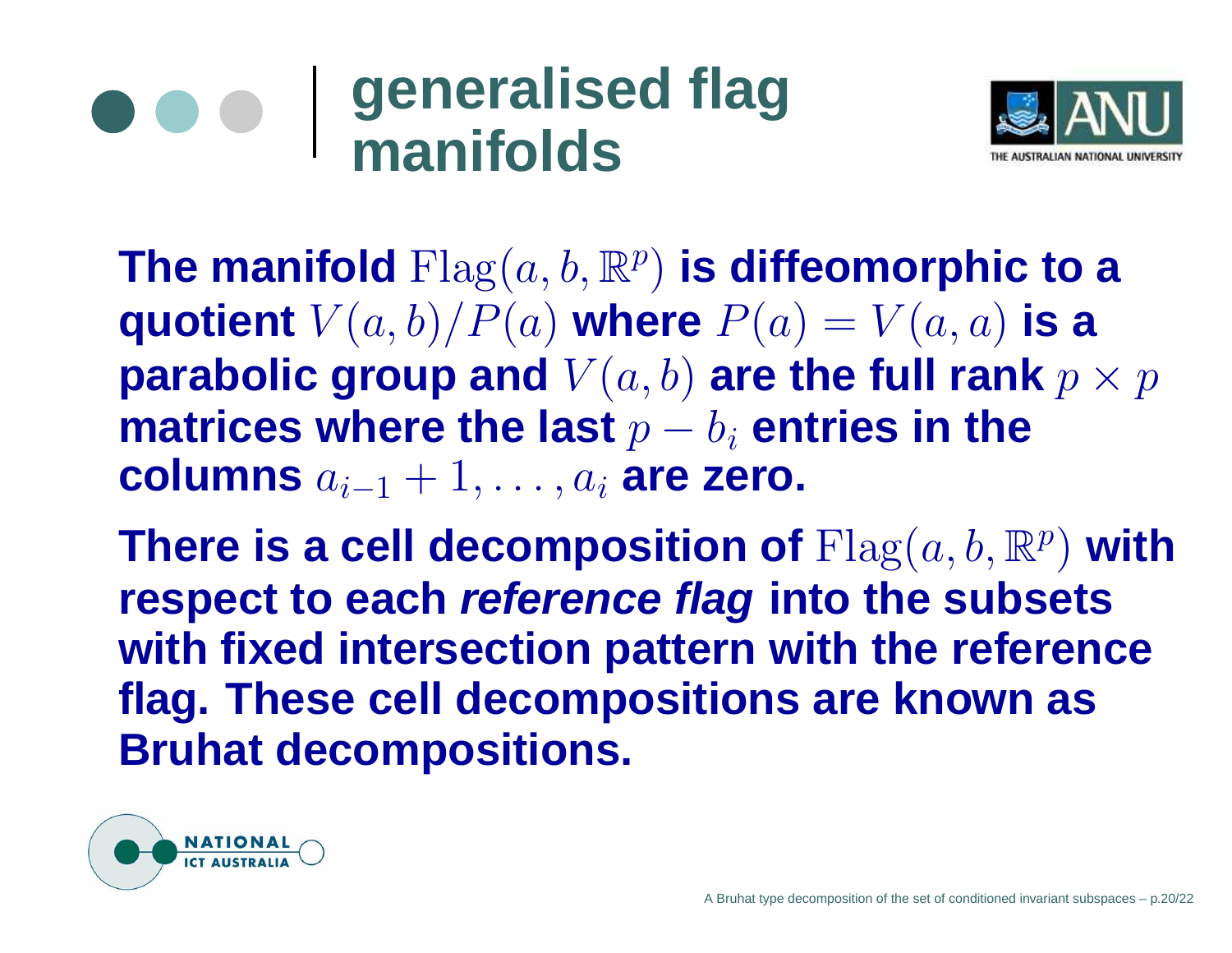# generalised flag manifolds

**The manifold $\mathrm{Flag}(a, b, \mathbb{R}^p)$ is diffeomorphic to a quotient $V(a, b)/P(a)$ where $P(a) = V(a, a)$ is a parabolic group and $V(a, b)$ are the full rank $p \times p$ matrices where the last $p - b_i$ entries in the columns $a_{i-1} + 1, \ldots, a_i$ are zero.**

**There is a cell decomposition of $\mathrm{Flag}(a, b, \mathbb{R}^p)$ with respect to each *reference flag* into the subsets with fixed intersection pattern with the reference flag. These cell decompositions are known as Bruhat decompositions.**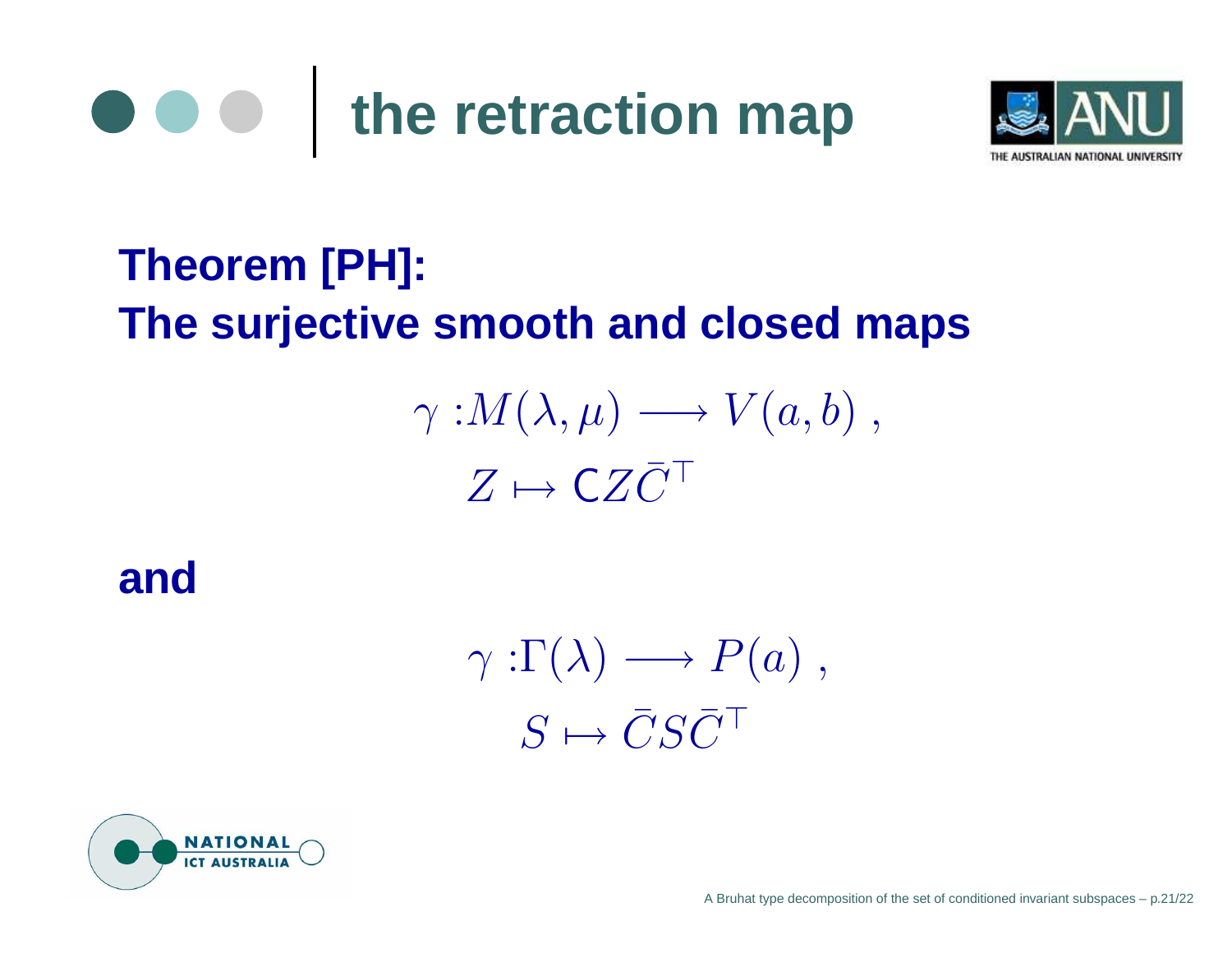# the retraction map

**Theorem [PH]:**
**The surjective smooth and closed maps**

$$
\begin{aligned}
\gamma : & M(\lambda, \mu) \longrightarrow V(a, b) \, , \\
& Z \mapsto \mathsf{C} Z \bar{C}^{\top}
\end{aligned}
$$

**and**

$$
\begin{aligned}
\gamma : & \Gamma(\lambda) \longrightarrow P(a) \, , \\
& S \mapsto \bar{C} S \bar{C}^{\top}
\end{aligned}
$$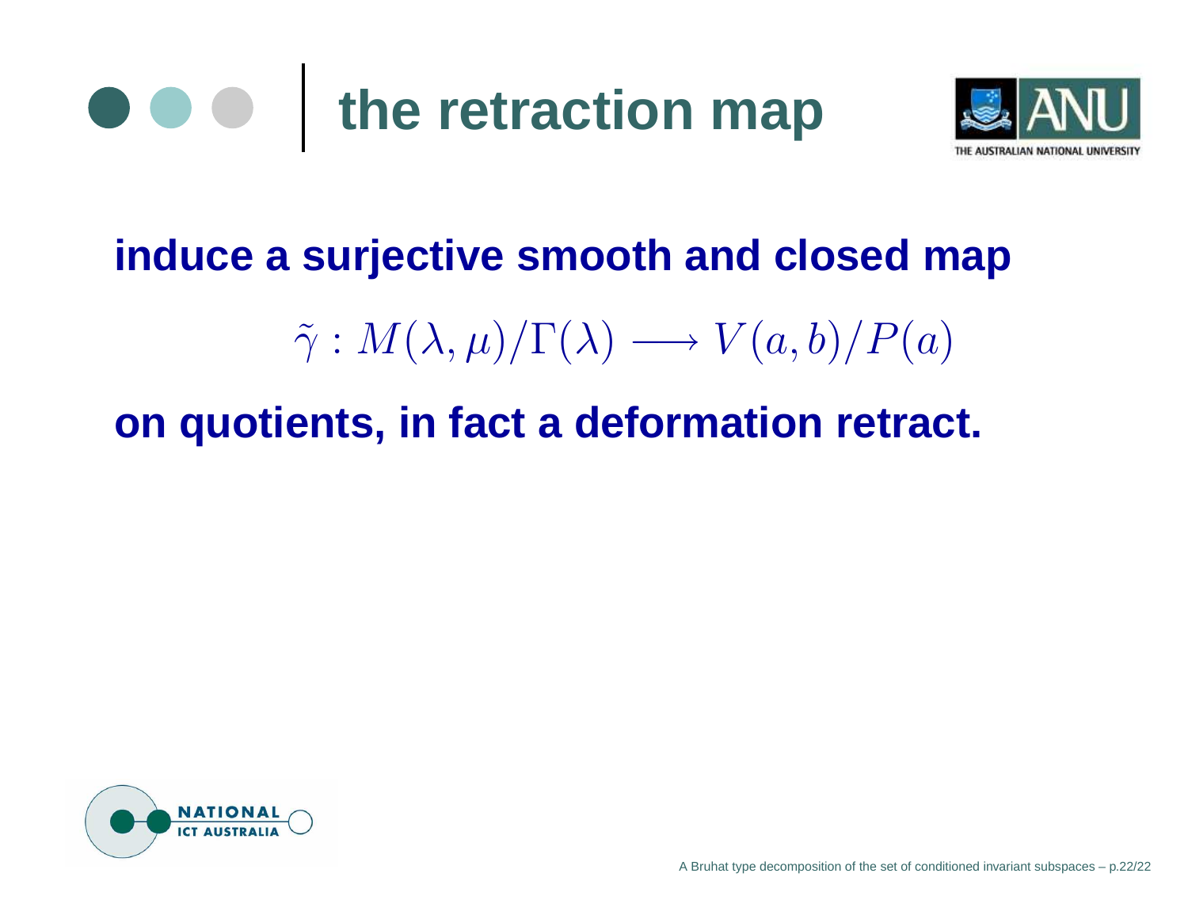# the retraction map

**induce a surjective smooth and closed map**

$$\tilde{\gamma} : M(\lambda, \mu)/\Gamma(\lambda) \longrightarrow V(a, b)/P(a)$$

**on quotients, in fact a deformation retract.**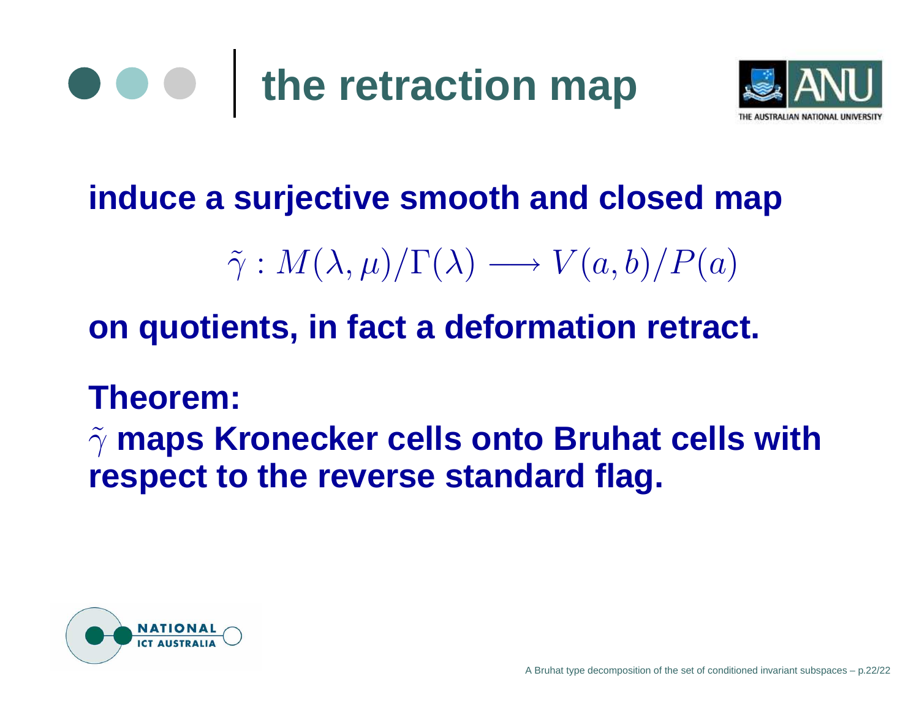# the retraction map

**induce a surjective smooth and closed map**

$$\tilde{\gamma} : M(\lambda, \mu)/\Gamma(\lambda) \longrightarrow V(a, b)/P(a)$$

**on quotients, in fact a deformation retract.**

**Theorem:**
$\tilde{\gamma}$ **maps Kronecker cells onto Bruhat cells with respect to the reverse standard flag.**